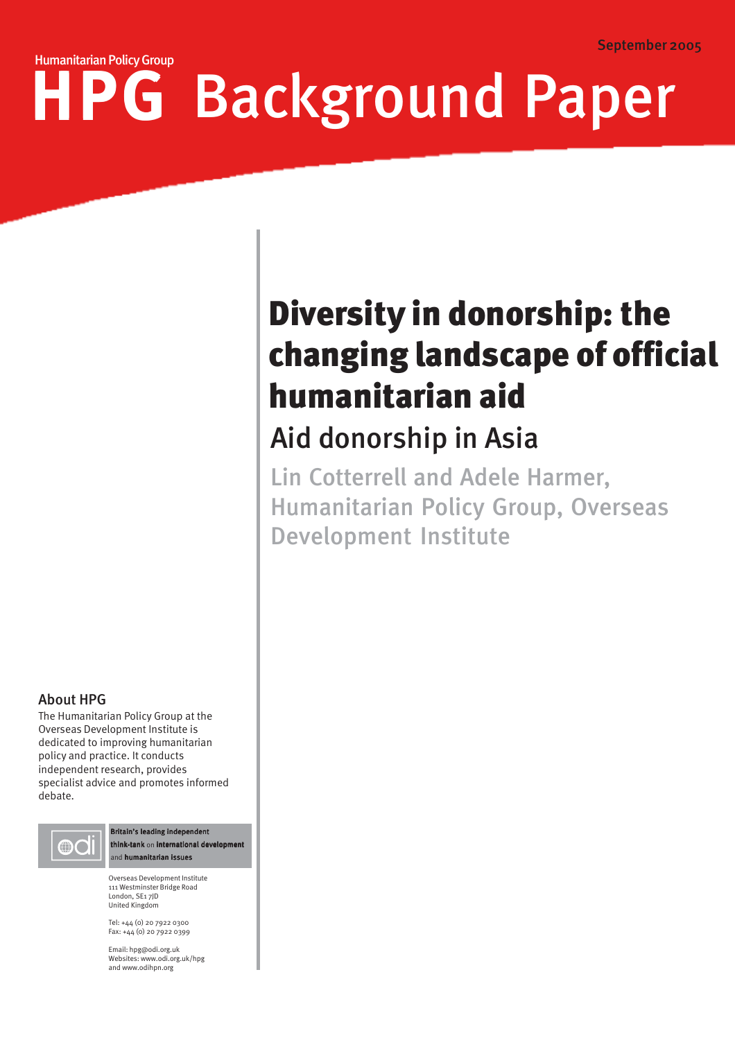Humanitarian Policy Group

September 2005

# HPG Background Paper

## Diversity in donorship: the changing landscape of official humanitarian aid

### Aid donorship in Asia

Lin Cotterrell and Adele Harmer, Humanitarian Policy Group, Overseas Development Institute

**About HPG**

The Humanitarian Policy Group at the Overseas Development Institute is dedicated to improving humanitarian policy and practice. It conducts independent research, provides specialist advice and promotes informed debate.

odi

**Britain's leading independent think-tank** on **international development** and **humanitarian issues**

Overseas Development Institute
111 Westminster Bridge Road
London, SE1 7JD
United Kingdom

Tel: +44 (0) 20 7922 0300
Fax: +44 (0) 20 7922 0399

Email: hpg@odi.org.uk
Websites: www.odi.org.uk/hpg
and www.odihpn.org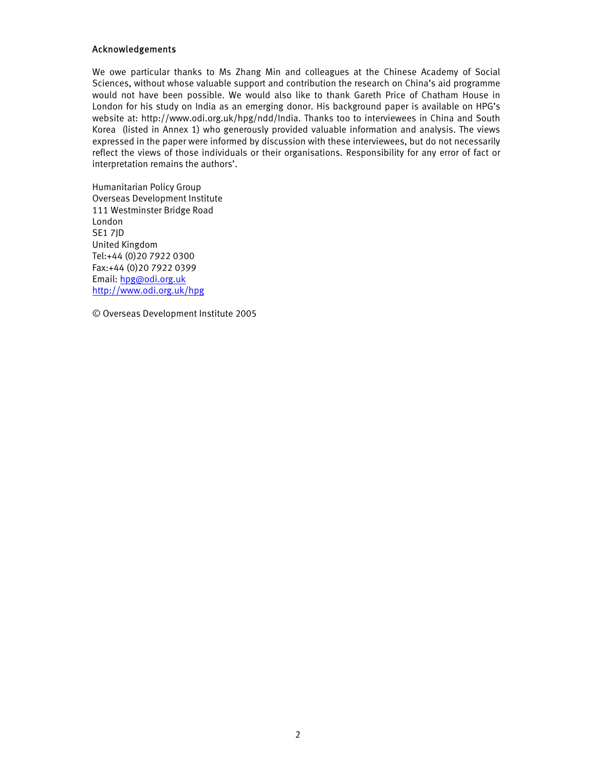### Acknowledgements

We owe particular thanks to Ms Zhang Min and colleagues at the Chinese Academy of Social Sciences, without whose valuable support and contribution the research on China's aid programme would not have been possible. We would also like to thank Gareth Price of Chatham House in London for his study on India as an emerging donor. His background paper is available on HPG's website at: http://www.odi.org.uk/hpg/ndd/India. Thanks too to interviewees in China and South Korea (listed in Annex 1) who generously provided valuable information and analysis. The views expressed in the paper were informed by discussion with these interviewees, but do not necessarily reflect the views of those individuals or their organisations. Responsibility for any error of fact or interpretation remains the authors'.

Humanitarian Policy Group
Overseas Development Institute
111 Westminster Bridge Road
London
SE1 7JD
United Kingdom
Tel:+44 (0)20 7922 0300
Fax:+44 (0)20 7922 0399
Email: hpg@odi.org.uk
http://www.odi.org.uk/hpg

© Overseas Development Institute 2005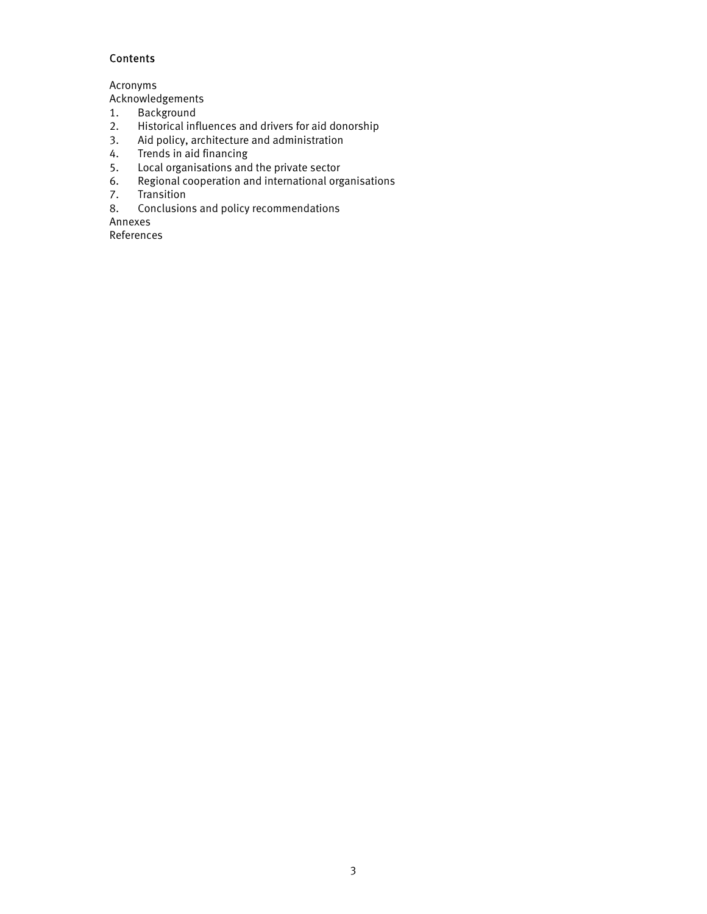## Contents

Acronyms
Acknowledgements
1. Background
2. Historical influences and drivers for aid donorship
3. Aid policy, architecture and administration
4. Trends in aid financing
5. Local organisations and the private sector
6. Regional cooperation and international organisations
7. Transition
8. Conclusions and policy recommendations

Annexes
References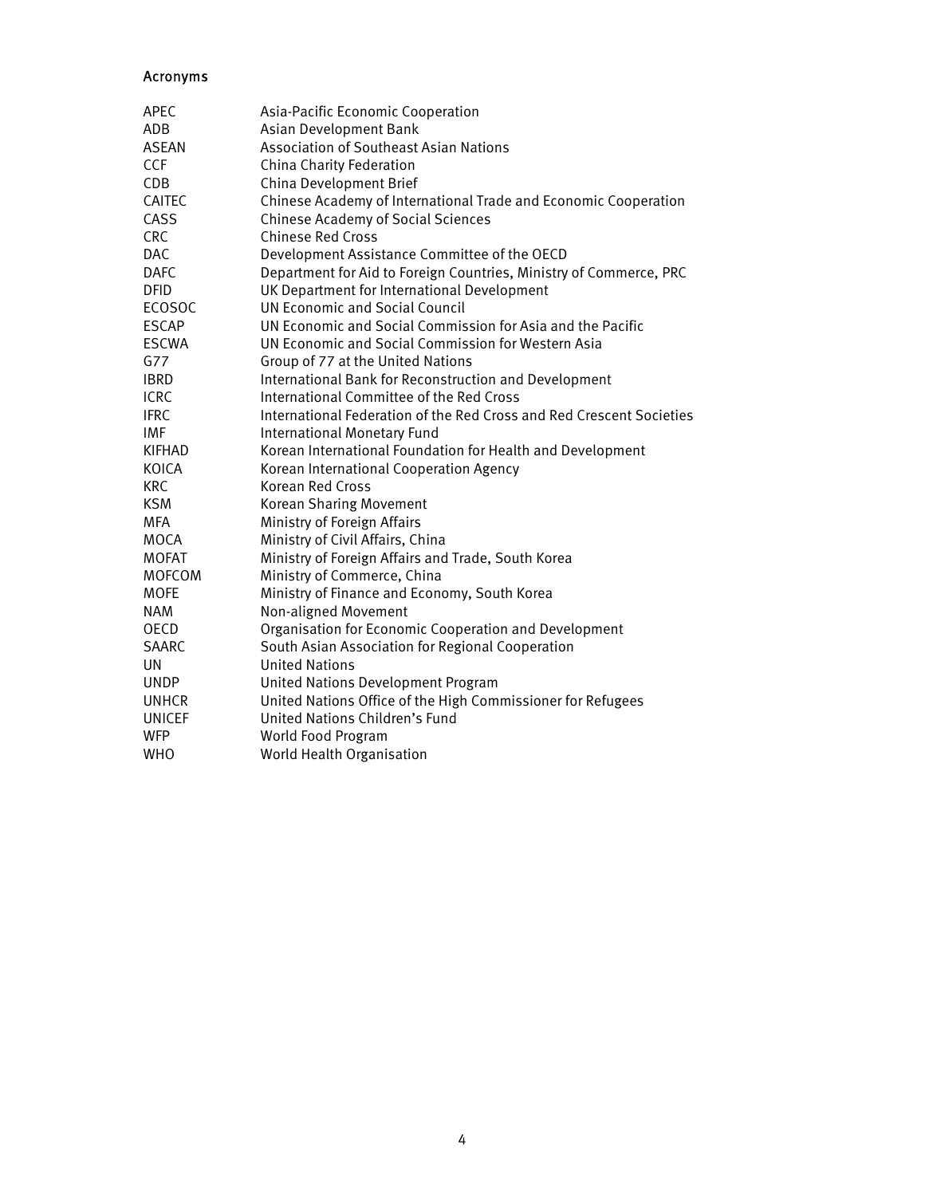## Acronyms

| | |
|---|---|
| APEC | Asia-Pacific Economic Cooperation |
| ADB | Asian Development Bank |
| ASEAN | Association of Southeast Asian Nations |
| CCF | China Charity Federation |
| CDB | China Development Brief |
| CAITEC | Chinese Academy of International Trade and Economic Cooperation |
| CASS | Chinese Academy of Social Sciences |
| CRC | Chinese Red Cross |
| DAC | Development Assistance Committee of the OECD |
| DAFC | Department for Aid to Foreign Countries, Ministry of Commerce, PRC |
| DFID | UK Department for International Development |
| ECOSOC | UN Economic and Social Council |
| ESCAP | UN Economic and Social Commission for Asia and the Pacific |
| ESCWA | UN Economic and Social Commission for Western Asia |
| G77 | Group of 77 at the United Nations |
| IBRD | International Bank for Reconstruction and Development |
| ICRC | International Committee of the Red Cross |
| IFRC | International Federation of the Red Cross and Red Crescent Societies |
| IMF | International Monetary Fund |
| KIFHAD | Korean International Foundation for Health and Development |
| KOICA | Korean International Cooperation Agency |
| KRC | Korean Red Cross |
| KSM | Korean Sharing Movement |
| MFA | Ministry of Foreign Affairs |
| MOCA | Ministry of Civil Affairs, China |
| MOFAT | Ministry of Foreign Affairs and Trade, South Korea |
| MOFCOM | Ministry of Commerce, China |
| MOFE | Ministry of Finance and Economy, South Korea |
| NAM | Non-aligned Movement |
| OECD | Organisation for Economic Cooperation and Development |
| SAARC | South Asian Association for Regional Cooperation |
| UN | United Nations |
| UNDP | United Nations Development Program |
| UNHCR | United Nations Office of the High Commissioner for Refugees |
| UNICEF | United Nations Children's Fund |
| WFP | World Food Program |
| WHO | World Health Organisation |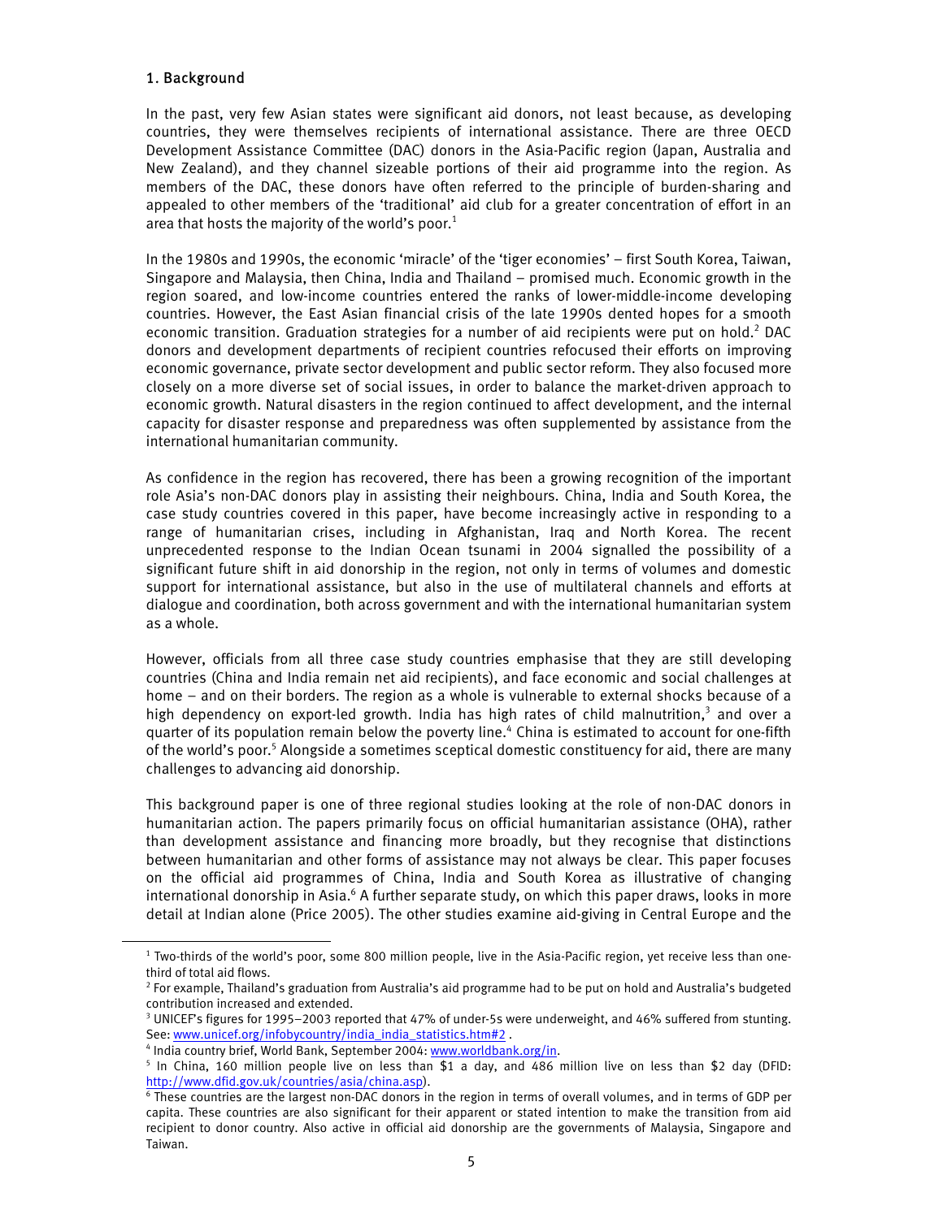## 1. Background

In the past, very few Asian states were significant aid donors, not least because, as developing countries, they were themselves recipients of international assistance. There are three OECD Development Assistance Committee (DAC) donors in the Asia-Pacific region (Japan, Australia and New Zealand), and they channel sizeable portions of their aid programme into the region. As members of the DAC, these donors have often referred to the principle of burden-sharing and appealed to other members of the 'traditional' aid club for a greater concentration of effort in an area that hosts the majority of the world's poor.[1]

In the 1980s and 1990s, the economic 'miracle' of the 'tiger economies' – first South Korea, Taiwan, Singapore and Malaysia, then China, India and Thailand – promised much. Economic growth in the region soared, and low-income countries entered the ranks of lower-middle-income developing countries. However, the East Asian financial crisis of the late 1990s dented hopes for a smooth economic transition. Graduation strategies for a number of aid recipients were put on hold.[2] DAC donors and development departments of recipient countries refocused their efforts on improving economic governance, private sector development and public sector reform. They also focused more closely on a more diverse set of social issues, in order to balance the market-driven approach to economic growth. Natural disasters in the region continued to affect development, and the internal capacity for disaster response and preparedness was often supplemented by assistance from the international humanitarian community.

As confidence in the region has recovered, there has been a growing recognition of the important role Asia's non-DAC donors play in assisting their neighbours. China, India and South Korea, the case study countries covered in this paper, have become increasingly active in responding to a range of humanitarian crises, including in Afghanistan, Iraq and North Korea. The recent unprecedented response to the Indian Ocean tsunami in 2004 signalled the possibility of a significant future shift in aid donorship in the region, not only in terms of volumes and domestic support for international assistance, but also in the use of multilateral channels and efforts at dialogue and coordination, both across government and with the international humanitarian system as a whole.

However, officials from all three case study countries emphasise that they are still developing countries (China and India remain net aid recipients), and face economic and social challenges at home – and on their borders. The region as a whole is vulnerable to external shocks because of a high dependency on export-led growth. India has high rates of child malnutrition,[3] and over a quarter of its population remain below the poverty line.[4] China is estimated to account for one-fifth of the world's poor.[5] Alongside a sometimes sceptical domestic constituency for aid, there are many challenges to advancing aid donorship.

This background paper is one of three regional studies looking at the role of non-DAC donors in humanitarian action. The papers primarily focus on official humanitarian assistance (OHA), rather than development assistance and financing more broadly, but they recognise that distinctions between humanitarian and other forms of assistance may not always be clear. This paper focuses on the official aid programmes of China, India and South Korea as illustrative of changing international donorship in Asia.[6] A further separate study, on which this paper draws, looks in more detail at Indian alone (Price 2005). The other studies examine aid-giving in Central Europe and the

---

[1] Two-thirds of the world's poor, some 800 million people, live in the Asia-Pacific region, yet receive less than one-third of total aid flows.

[2] For example, Thailand's graduation from Australia's aid programme had to be put on hold and Australia's budgeted contribution increased and extended.

[3] UNICEF's figures for 1995–2003 reported that 47% of under-5s were underweight, and 46% suffered from stunting. See: www.unicef.org/infobycountry/india_india_statistics.htm#2 .

[4] India country brief, World Bank, September 2004: www.worldbank.org/in.

[5] In China, 160 million people live on less than $1 a day, and 486 million live on less than $2 day (DFID: http://www.dfid.gov.uk/countries/asia/china.asp).

[6] These countries are the largest non-DAC donors in the region in terms of overall volumes, and in terms of GDP per capita. These countries are also significant for their apparent or stated intention to make the transition from aid recipient to donor country. Also active in official aid donorship are the governments of Malaysia, Singapore and Taiwan.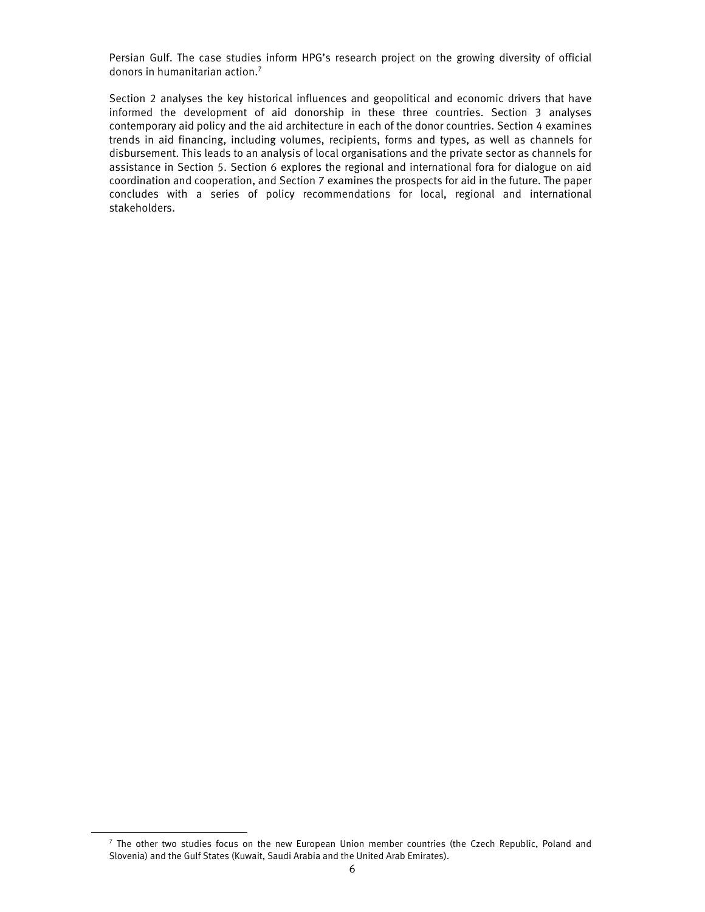Persian Gulf. The case studies inform HPG's research project on the growing diversity of official donors in humanitarian action.[7]

Section 2 analyses the key historical influences and geopolitical and economic drivers that have informed the development of aid donorship in these three countries. Section 3 analyses contemporary aid policy and the aid architecture in each of the donor countries. Section 4 examines trends in aid financing, including volumes, recipients, forms and types, as well as channels for disbursement. This leads to an analysis of local organisations and the private sector as channels for assistance in Section 5. Section 6 explores the regional and international fora for dialogue on aid coordination and cooperation, and Section 7 examines the prospects for aid in the future. The paper concludes with a series of policy recommendations for local, regional and international stakeholders.

[7] The other two studies focus on the new European Union member countries (the Czech Republic, Poland and Slovenia) and the Gulf States (Kuwait, Saudi Arabia and the United Arab Emirates).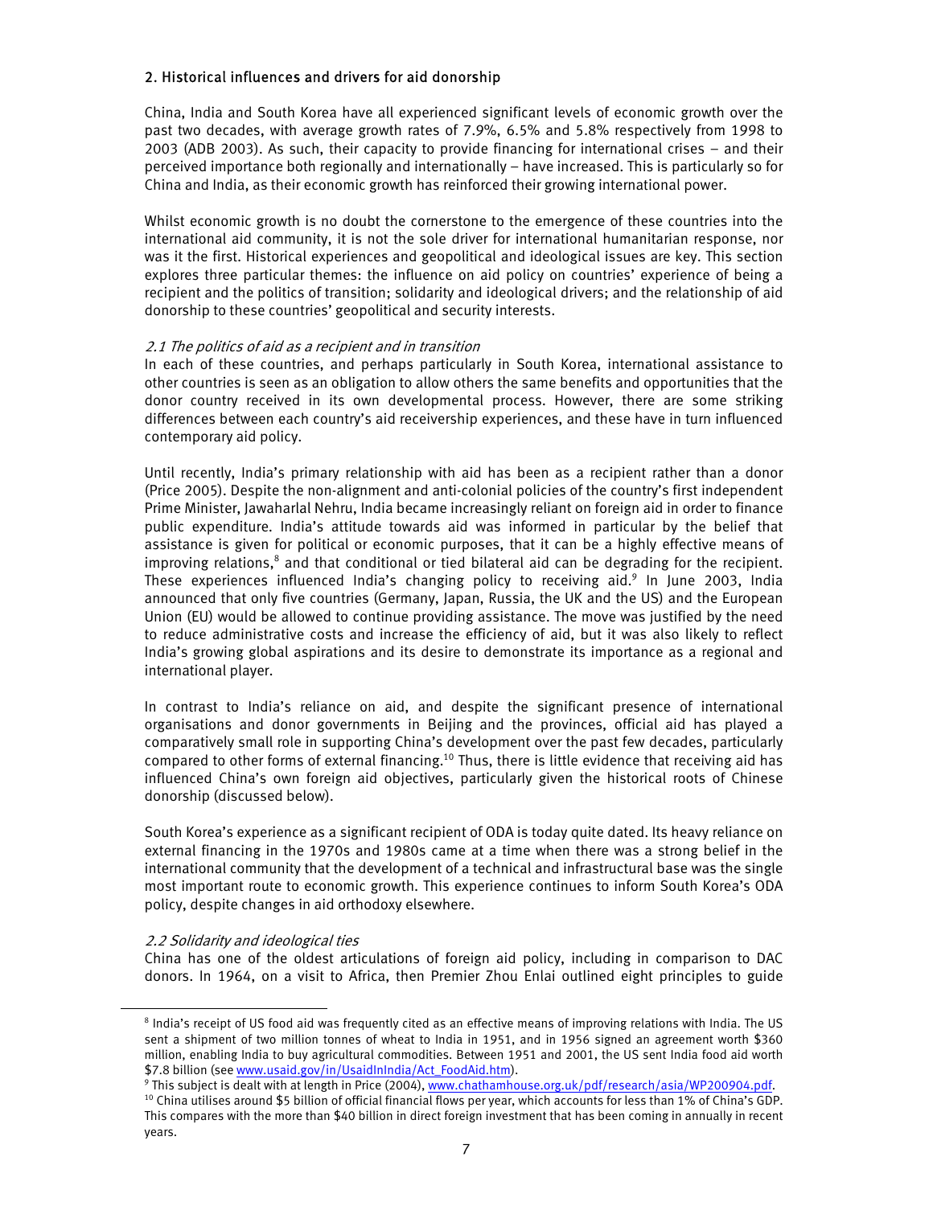## 2. Historical influences and drivers for aid donorship

China, India and South Korea have all experienced significant levels of economic growth over the past two decades, with average growth rates of 7.9%, 6.5% and 5.8% respectively from 1998 to 2003 (ADB 2003). As such, their capacity to provide financing for international crises – and their perceived importance both regionally and internationally – have increased. This is particularly so for China and India, as their economic growth has reinforced their growing international power.

Whilst economic growth is no doubt the cornerstone to the emergence of these countries into the international aid community, it is not the sole driver for international humanitarian response, nor was it the first. Historical experiences and geopolitical and ideological issues are key. This section explores three particular themes: the influence on aid policy on countries' experience of being a recipient and the politics of transition; solidarity and ideological drivers; and the relationship of aid donorship to these countries' geopolitical and security interests.

### *2.1 The politics of aid as a recipient and in transition*

In each of these countries, and perhaps particularly in South Korea, international assistance to other countries is seen as an obligation to allow others the same benefits and opportunities that the donor country received in its own developmental process. However, there are some striking differences between each country's aid receivership experiences, and these have in turn influenced contemporary aid policy.

Until recently, India's primary relationship with aid has been as a recipient rather than a donor (Price 2005). Despite the non-alignment and anti-colonial policies of the country's first independent Prime Minister, Jawaharlal Nehru, India became increasingly reliant on foreign aid in order to finance public expenditure. India's attitude towards aid was informed in particular by the belief that assistance is given for political or economic purposes, that it can be a highly effective means of improving relations,[8] and that conditional or tied bilateral aid can be degrading for the recipient. These experiences influenced India's changing policy to receiving aid.[9] In June 2003, India announced that only five countries (Germany, Japan, Russia, the UK and the US) and the European Union (EU) would be allowed to continue providing assistance. The move was justified by the need to reduce administrative costs and increase the efficiency of aid, but it was also likely to reflect India's growing global aspirations and its desire to demonstrate its importance as a regional and international player.

In contrast to India's reliance on aid, and despite the significant presence of international organisations and donor governments in Beijing and the provinces, official aid has played a comparatively small role in supporting China's development over the past few decades, particularly compared to other forms of external financing.[10] Thus, there is little evidence that receiving aid has influenced China's own foreign aid objectives, particularly given the historical roots of Chinese donorship (discussed below).

South Korea's experience as a significant recipient of ODA is today quite dated. Its heavy reliance on external financing in the 1970s and 1980s came at a time when there was a strong belief in the international community that the development of a technical and infrastructural base was the single most important route to economic growth. This experience continues to inform South Korea's ODA policy, despite changes in aid orthodoxy elsewhere.

### *2.2 Solidarity and ideological ties*

China has one of the oldest articulations of foreign aid policy, including in comparison to DAC donors. In 1964, on a visit to Africa, then Premier Zhou Enlai outlined eight principles to guide

---

[8] India's receipt of US food aid was frequently cited as an effective means of improving relations with India. The US sent a shipment of two million tonnes of wheat to India in 1951, and in 1956 signed an agreement worth $360 million, enabling India to buy agricultural commodities. Between 1951 and 2001, the US sent India food aid worth $7.8 billion (see www.usaid.gov/in/UsaidInIndia/Act_FoodAid.htm).

[9] This subject is dealt with at length in Price (2004), www.chathamhouse.org.uk/pdf/research/asia/WP200904.pdf.

[10] China utilises around $5 billion of official financial flows per year, which accounts for less than 1% of China's GDP. This compares with the more than $40 billion in direct foreign investment that has been coming in annually in recent years.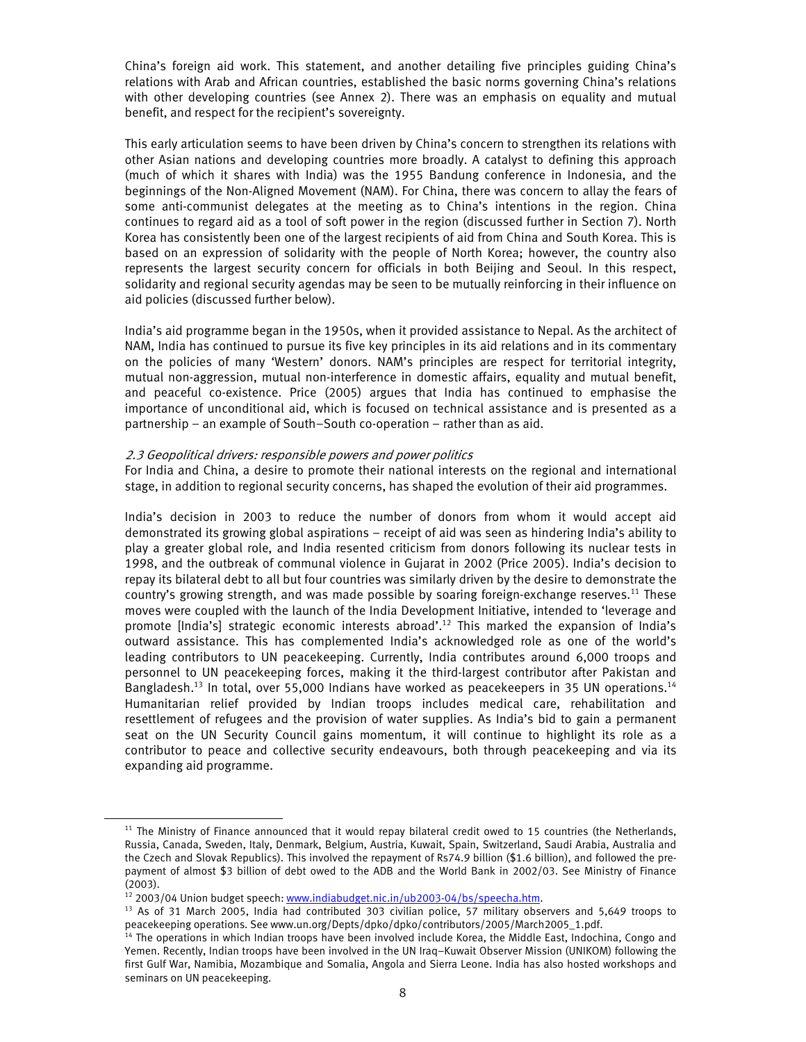China's foreign aid work. This statement, and another detailing five principles guiding China's relations with Arab and African countries, established the basic norms governing China's relations with other developing countries (see Annex 2). There was an emphasis on equality and mutual benefit, and respect for the recipient's sovereignty.

This early articulation seems to have been driven by China's concern to strengthen its relations with other Asian nations and developing countries more broadly. A catalyst to defining this approach (much of which it shares with India) was the 1955 Bandung conference in Indonesia, and the beginnings of the Non-Aligned Movement (NAM). For China, there was concern to allay the fears of some anti-communist delegates at the meeting as to China's intentions in the region. China continues to regard aid as a tool of soft power in the region (discussed further in Section 7). North Korea has consistently been one of the largest recipients of aid from China and South Korea. This is based on an expression of solidarity with the people of North Korea; however, the country also represents the largest security concern for officials in both Beijing and Seoul. In this respect, solidarity and regional security agendas may be seen to be mutually reinforcing in their influence on aid policies (discussed further below).

India's aid programme began in the 1950s, when it provided assistance to Nepal. As the architect of NAM, India has continued to pursue its five key principles in its aid relations and in its commentary on the policies of many 'Western' donors. NAM's principles are respect for territorial integrity, mutual non-aggression, mutual non-interference in domestic affairs, equality and mutual benefit, and peaceful co-existence. Price (2005) argues that India has continued to emphasise the importance of unconditional aid, which is focused on technical assistance and is presented as a partnership – an example of South–South co-operation – rather than as aid.

### *2.3 Geopolitical drivers: responsible powers and power politics*

For India and China, a desire to promote their national interests on the regional and international stage, in addition to regional security concerns, has shaped the evolution of their aid programmes.

India's decision in 2003 to reduce the number of donors from whom it would accept aid demonstrated its growing global aspirations – receipt of aid was seen as hindering India's ability to play a greater global role, and India resented criticism from donors following its nuclear tests in 1998, and the outbreak of communal violence in Gujarat in 2002 (Price 2005). India's decision to repay its bilateral debt to all but four countries was similarly driven by the desire to demonstrate the country's growing strength, and was made possible by soaring foreign-exchange reserves.[11] These moves were coupled with the launch of the India Development Initiative, intended to 'leverage and promote [India's] strategic economic interests abroad'.[12] This marked the expansion of India's outward assistance. This has complemented India's acknowledged role as one of the world's leading contributors to UN peacekeeping. Currently, India contributes around 6,000 troops and personnel to UN peacekeeping forces, making it the third-largest contributor after Pakistan and Bangladesh.[13] In total, over 55,000 Indians have worked as peacekeepers in 35 UN operations.[14] Humanitarian relief provided by Indian troops includes medical care, rehabilitation and resettlement of refugees and the provision of water supplies. As India's bid to gain a permanent seat on the UN Security Council gains momentum, it will continue to highlight its role as a contributor to peace and collective security endeavours, both through peacekeeping and via its expanding aid programme.

---

[11] The Ministry of Finance announced that it would repay bilateral credit owed to 15 countries (the Netherlands, Russia, Canada, Sweden, Italy, Denmark, Belgium, Austria, Kuwait, Spain, Switzerland, Saudi Arabia, Australia and the Czech and Slovak Republics). This involved the repayment of Rs74.9 billion ($1.6 billion), and followed the pre-payment of almost $3 billion of debt owed to the ADB and the World Bank in 2002/03. See Ministry of Finance (2003).

[12] 2003/04 Union budget speech: www.indiabudget.nic.in/ub2003-04/bs/speecha.htm.

[13] As of 31 March 2005, India had contributed 303 civilian police, 57 military observers and 5,649 troops to peacekeeping operations. See www.un.org/Depts/dpko/dpko/contributors/2005/March2005_1.pdf.

[14] The operations in which Indian troops have been involved include Korea, the Middle East, Indochina, Congo and Yemen. Recently, Indian troops have been involved in the UN Iraq–Kuwait Observer Mission (UNIKOM) following the first Gulf War, Namibia, Mozambique and Somalia, Angola and Sierra Leone. India has also hosted workshops and seminars on UN peacekeeping.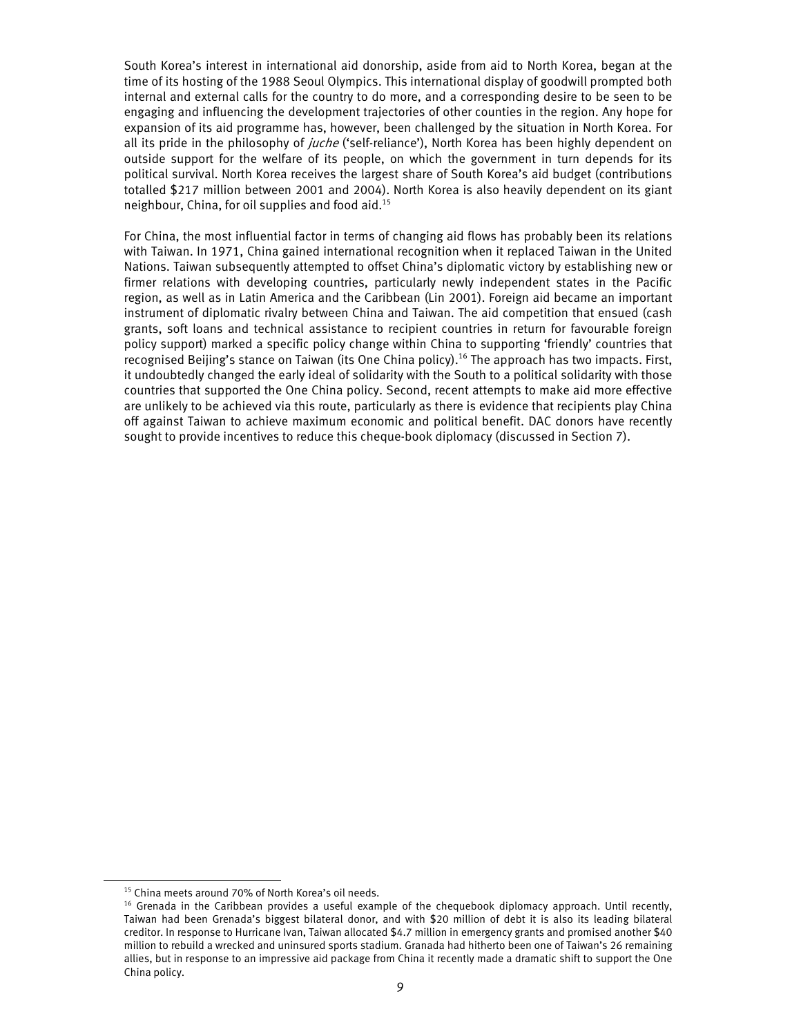South Korea's interest in international aid donorship, aside from aid to North Korea, began at the time of its hosting of the 1988 Seoul Olympics. This international display of goodwill prompted both internal and external calls for the country to do more, and a corresponding desire to be seen to be engaging and influencing the development trajectories of other counties in the region. Any hope for expansion of its aid programme has, however, been challenged by the situation in North Korea. For all its pride in the philosophy of *juche* ('self-reliance'), North Korea has been highly dependent on outside support for the welfare of its people, on which the government in turn depends for its political survival. North Korea receives the largest share of South Korea's aid budget (contributions totalled $217 million between 2001 and 2004). North Korea is also heavily dependent on its giant neighbour, China, for oil supplies and food aid.[15]

For China, the most influential factor in terms of changing aid flows has probably been its relations with Taiwan. In 1971, China gained international recognition when it replaced Taiwan in the United Nations. Taiwan subsequently attempted to offset China's diplomatic victory by establishing new or firmer relations with developing countries, particularly newly independent states in the Pacific region, as well as in Latin America and the Caribbean (Lin 2001). Foreign aid became an important instrument of diplomatic rivalry between China and Taiwan. The aid competition that ensued (cash grants, soft loans and technical assistance to recipient countries in return for favourable foreign policy support) marked a specific policy change within China to supporting 'friendly' countries that recognised Beijing's stance on Taiwan (its One China policy).[16] The approach has two impacts. First, it undoubtedly changed the early ideal of solidarity with the South to a political solidarity with those countries that supported the One China policy. Second, recent attempts to make aid more effective are unlikely to be achieved via this route, particularly as there is evidence that recipients play China off against Taiwan to achieve maximum economic and political benefit. DAC donors have recently sought to provide incentives to reduce this cheque-book diplomacy (discussed in Section 7).

---

[15] China meets around 70% of North Korea's oil needs.

[16] Grenada in the Caribbean provides a useful example of the chequebook diplomacy approach. Until recently, Taiwan had been Grenada's biggest bilateral donor, and with $20 million of debt it is also its leading bilateral creditor. In response to Hurricane Ivan, Taiwan allocated $4.7 million in emergency grants and promised another $40 million to rebuild a wrecked and uninsured sports stadium. Granada had hitherto been one of Taiwan's 26 remaining allies, but in response to an impressive aid package from China it recently made a dramatic shift to support the One China policy.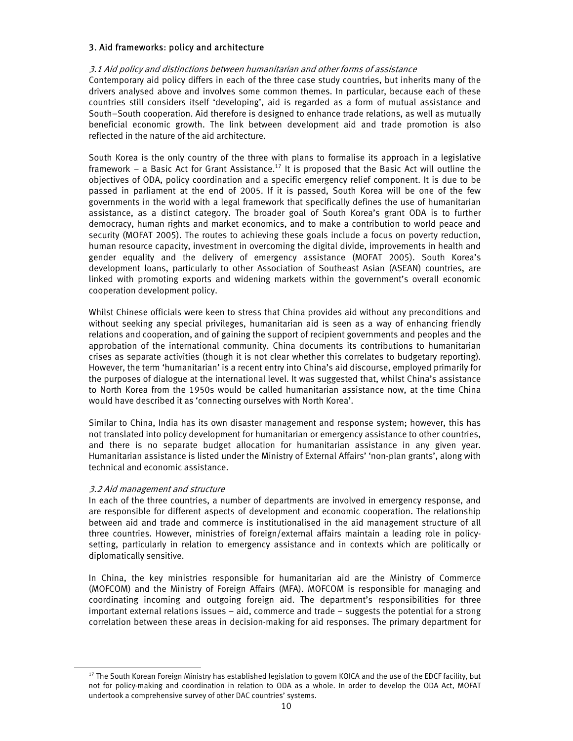## 3. Aid frameworks: policy and architecture

### *3.1 Aid policy and distinctions between humanitarian and other forms of assistance*

Contemporary aid policy differs in each of the three case study countries, but inherits many of the drivers analysed above and involves some common themes. In particular, because each of these countries still considers itself 'developing', aid is regarded as a form of mutual assistance and South–South cooperation. Aid therefore is designed to enhance trade relations, as well as mutually beneficial economic growth. The link between development aid and trade promotion is also reflected in the nature of the aid architecture.

South Korea is the only country of the three with plans to formalise its approach in a legislative framework – a Basic Act for Grant Assistance.[17] It is proposed that the Basic Act will outline the objectives of ODA, policy coordination and a specific emergency relief component. It is due to be passed in parliament at the end of 2005. If it is passed, South Korea will be one of the few governments in the world with a legal framework that specifically defines the use of humanitarian assistance, as a distinct category. The broader goal of South Korea's grant ODA is to further democracy, human rights and market economics, and to make a contribution to world peace and security (MOFAT 2005). The routes to achieving these goals include a focus on poverty reduction, human resource capacity, investment in overcoming the digital divide, improvements in health and gender equality and the delivery of emergency assistance (MOFAT 2005). South Korea's development loans, particularly to other Association of Southeast Asian (ASEAN) countries, are linked with promoting exports and widening markets within the government's overall economic cooperation development policy.

Whilst Chinese officials were keen to stress that China provides aid without any preconditions and without seeking any special privileges, humanitarian aid is seen as a way of enhancing friendly relations and cooperation, and of gaining the support of recipient governments and peoples and the approbation of the international community. China documents its contributions to humanitarian crises as separate activities (though it is not clear whether this correlates to budgetary reporting). However, the term 'humanitarian' is a recent entry into China's aid discourse, employed primarily for the purposes of dialogue at the international level. It was suggested that, whilst China's assistance to North Korea from the 1950s would be called humanitarian assistance now, at the time China would have described it as 'connecting ourselves with North Korea'.

Similar to China, India has its own disaster management and response system; however, this has not translated into policy development for humanitarian or emergency assistance to other countries, and there is no separate budget allocation for humanitarian assistance in any given year. Humanitarian assistance is listed under the Ministry of External Affairs' 'non-plan grants', along with technical and economic assistance.

### *3.2 Aid management and structure*

In each of the three countries, a number of departments are involved in emergency response, and are responsible for different aspects of development and economic cooperation. The relationship between aid and trade and commerce is institutionalised in the aid management structure of all three countries. However, ministries of foreign/external affairs maintain a leading role in policy-setting, particularly in relation to emergency assistance and in contexts which are politically or diplomatically sensitive.

In China, the key ministries responsible for humanitarian aid are the Ministry of Commerce (MOFCOM) and the Ministry of Foreign Affairs (MFA). MOFCOM is responsible for managing and coordinating incoming and outgoing foreign aid. The department's responsibilities for three important external relations issues – aid, commerce and trade – suggests the potential for a strong correlation between these areas in decision-making for aid responses. The primary department for

[17] The South Korean Foreign Ministry has established legislation to govern KOICA and the use of the EDCF facility, but not for policy-making and coordination in relation to ODA as a whole. In order to develop the ODA Act, MOFAT undertook a comprehensive survey of other DAC countries' systems.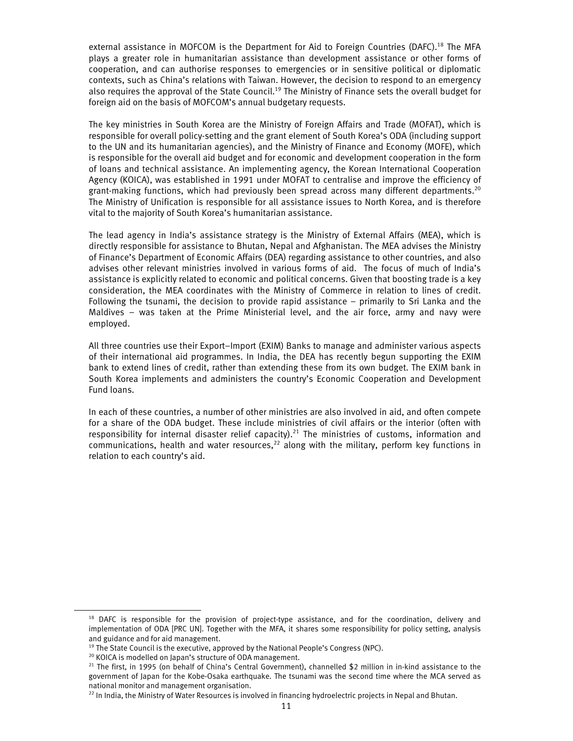external assistance in MOFCOM is the Department for Aid to Foreign Countries (DAFC).[18] The MFA plays a greater role in humanitarian assistance than development assistance or other forms of cooperation, and can authorise responses to emergencies or in sensitive political or diplomatic contexts, such as China's relations with Taiwan. However, the decision to respond to an emergency also requires the approval of the State Council.[19] The Ministry of Finance sets the overall budget for foreign aid on the basis of MOFCOM's annual budgetary requests.

The key ministries in South Korea are the Ministry of Foreign Affairs and Trade (MOFAT), which is responsible for overall policy-setting and the grant element of South Korea's ODA (including support to the UN and its humanitarian agencies), and the Ministry of Finance and Economy (MOFE), which is responsible for the overall aid budget and for economic and development cooperation in the form of loans and technical assistance. An implementing agency, the Korean International Cooperation Agency (KOICA), was established in 1991 under MOFAT to centralise and improve the efficiency of grant-making functions, which had previously been spread across many different departments.[20] The Ministry of Unification is responsible for all assistance issues to North Korea, and is therefore vital to the majority of South Korea's humanitarian assistance.

The lead agency in India's assistance strategy is the Ministry of External Affairs (MEA), which is directly responsible for assistance to Bhutan, Nepal and Afghanistan. The MEA advises the Ministry of Finance's Department of Economic Affairs (DEA) regarding assistance to other countries, and also advises other relevant ministries involved in various forms of aid. The focus of much of India's assistance is explicitly related to economic and political concerns. Given that boosting trade is a key consideration, the MEA coordinates with the Ministry of Commerce in relation to lines of credit. Following the tsunami, the decision to provide rapid assistance – primarily to Sri Lanka and the Maldives – was taken at the Prime Ministerial level, and the air force, army and navy were employed.

All three countries use their Export–Import (EXIM) Banks to manage and administer various aspects of their international aid programmes. In India, the DEA has recently begun supporting the EXIM bank to extend lines of credit, rather than extending these from its own budget. The EXIM bank in South Korea implements and administers the country's Economic Cooperation and Development Fund loans.

In each of these countries, a number of other ministries are also involved in aid, and often compete for a share of the ODA budget. These include ministries of civil affairs or the interior (often with responsibility for internal disaster relief capacity).[21] The ministries of customs, information and communications, health and water resources,[22] along with the military, perform key functions in relation to each country's aid.

---

[18] DAFC is responsible for the provision of project-type assistance, and for the coordination, delivery and implementation of ODA [PRC UN]. Together with the MFA, it shares some responsibility for policy setting, analysis and guidance and for aid management.

[19] The State Council is the executive, approved by the National People's Congress (NPC).

[20] KOICA is modelled on Japan's structure of ODA management.

[21] The first, in 1995 (on behalf of China's Central Government), channelled $2 million in in-kind assistance to the government of Japan for the Kobe-Osaka earthquake. The tsunami was the second time where the MCA served as national monitor and management organisation.

[22] In India, the Ministry of Water Resources is involved in financing hydroelectric projects in Nepal and Bhutan.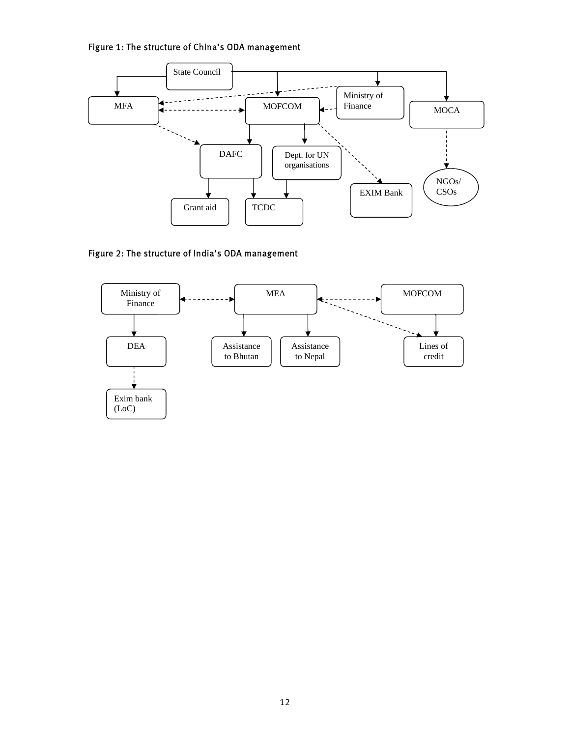Figure 1: The structure of China's ODA management

State Council

MFA

MOFCOM

Ministry of Finance

MOCA

DAFC

Dept. for UN organisations

EXIM Bank

NGOs/ CSOs

Grant aid

TCDC

Figure 2: The structure of India's ODA management

Ministry of Finance

MEA

MOFCOM

DEA

Assistance to Bhutan

Assistance to Nepal

Lines of credit

Exim bank (LoC)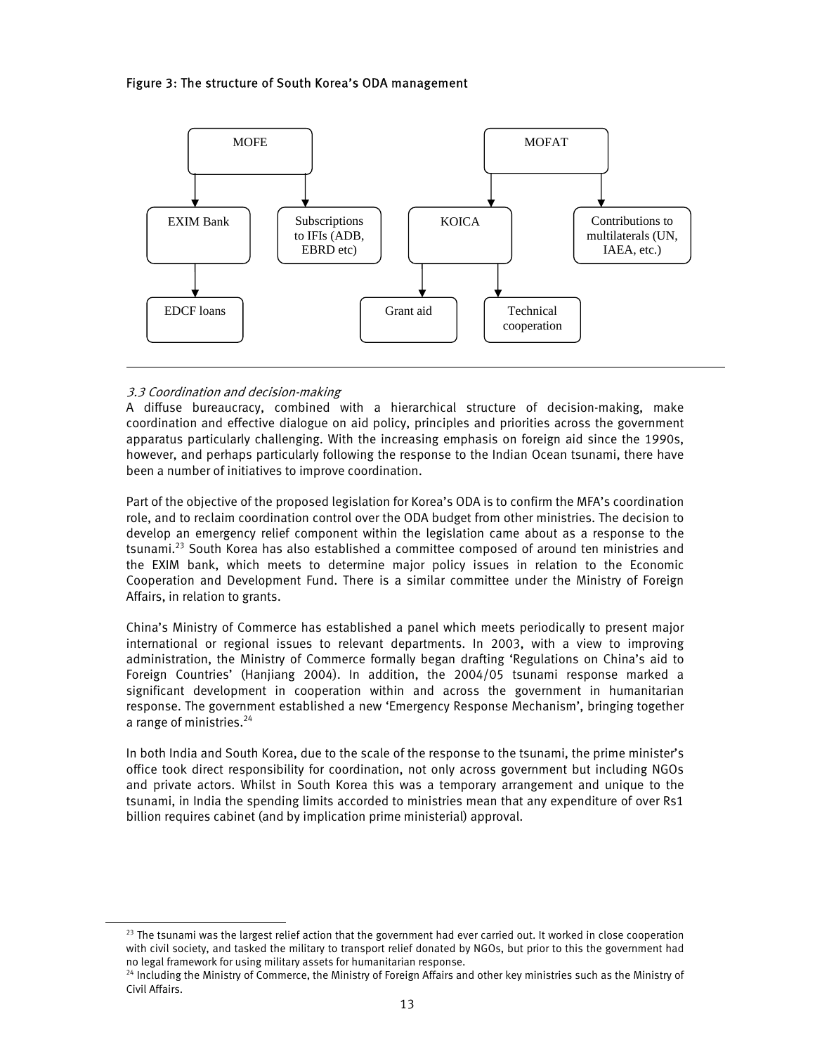Figure 3: The structure of South Korea's ODA management

MOFE
- EXIM Bank
  - EDCF loans
- Subscriptions to IFIs (ADB, EBRD etc)

MOFAT
- KOICA
  - Grant aid
  - Technical cooperation
- Contributions to multilaterals (UN, IAEA, etc.)

### *3.3 Coordination and decision-making*

A diffuse bureaucracy, combined with a hierarchical structure of decision-making, make coordination and effective dialogue on aid policy, principles and priorities across the government apparatus particularly challenging. With the increasing emphasis on foreign aid since the 1990s, however, and perhaps particularly following the response to the Indian Ocean tsunami, there have been a number of initiatives to improve coordination.

Part of the objective of the proposed legislation for Korea's ODA is to confirm the MFA's coordination role, and to reclaim coordination control over the ODA budget from other ministries. The decision to develop an emergency relief component within the legislation came about as a response to the tsunami.[23] South Korea has also established a committee composed of around ten ministries and the EXIM bank, which meets to determine major policy issues in relation to the Economic Cooperation and Development Fund. There is a similar committee under the Ministry of Foreign Affairs, in relation to grants.

China's Ministry of Commerce has established a panel which meets periodically to present major international or regional issues to relevant departments. In 2003, with a view to improving administration, the Ministry of Commerce formally began drafting 'Regulations on China's aid to Foreign Countries' (Hanjiang 2004). In addition, the 2004/05 tsunami response marked a significant development in cooperation within and across the government in humanitarian response. The government established a new 'Emergency Response Mechanism', bringing together a range of ministries.[24]

In both India and South Korea, due to the scale of the response to the tsunami, the prime minister's office took direct responsibility for coordination, not only across government but including NGOs and private actors. Whilst in South Korea this was a temporary arrangement and unique to the tsunami, in India the spending limits accorded to ministries mean that any expenditure of over Rs1 billion requires cabinet (and by implication prime ministerial) approval.

[23] The tsunami was the largest relief action that the government had ever carried out. It worked in close cooperation with civil society, and tasked the military to transport relief donated by NGOs, but prior to this the government had no legal framework for using military assets for humanitarian response.

[24] Including the Ministry of Commerce, the Ministry of Foreign Affairs and other key ministries such as the Ministry of Civil Affairs.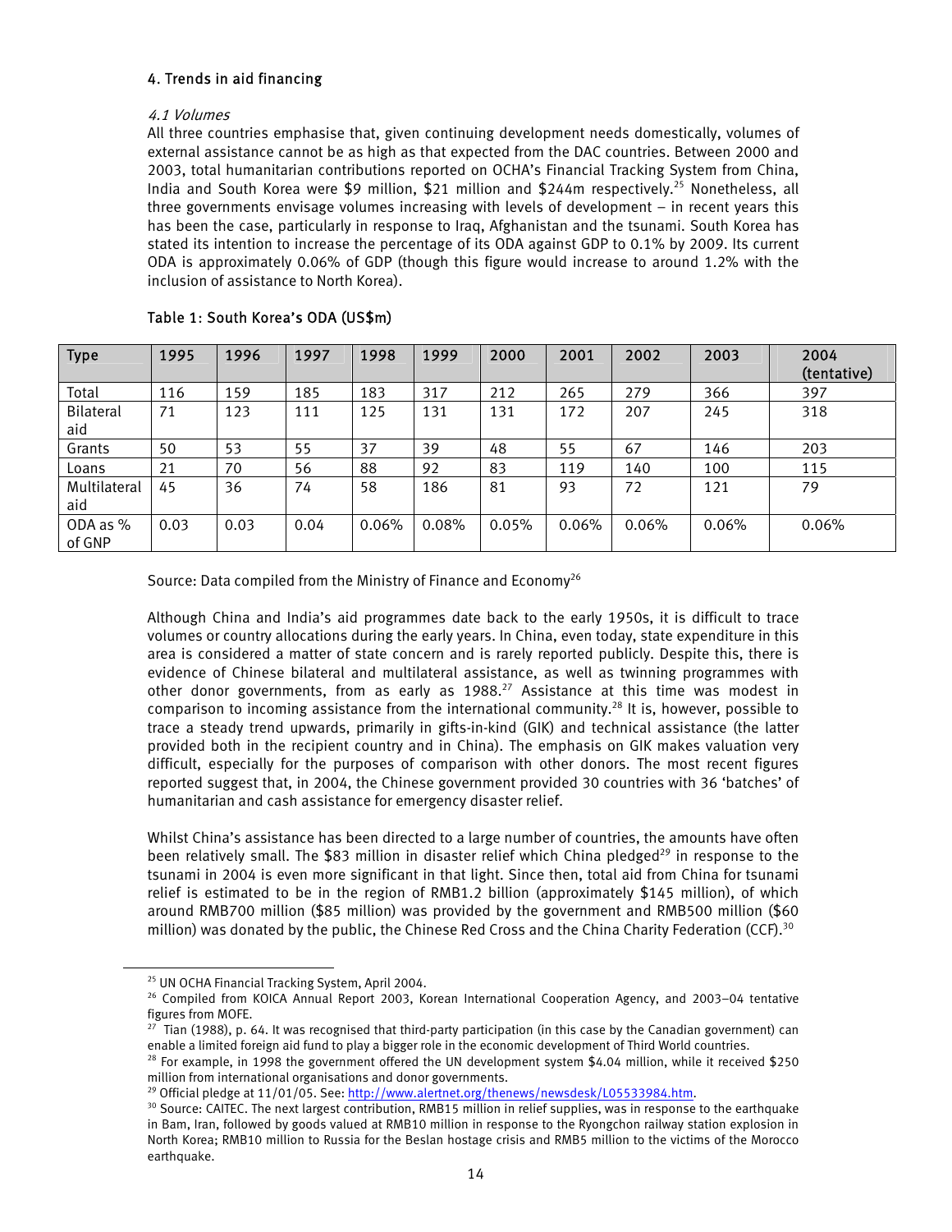## 4. Trends in aid financing

### *4.1 Volumes*

All three countries emphasise that, given continuing development needs domestically, volumes of external assistance cannot be as high as that expected from the DAC countries. Between 2000 and 2003, total humanitarian contributions reported on OCHA's Financial Tracking System from China, India and South Korea were $9 million, $21 million and $244m respectively.[25] Nonetheless, all three governments envisage volumes increasing with levels of development – in recent years this has been the case, particularly in response to Iraq, Afghanistan and the tsunami. South Korea has stated its intention to increase the percentage of its ODA against GDP to 0.1% by 2009. Its current ODA is approximately 0.06% of GDP (though this figure would increase to around 1.2% with the inclusion of assistance to North Korea).

Table 1: South Korea's ODA (US$m)

| Type | 1995 | 1996 | 1997 | 1998 | 1999 | 2000 | 2001 | 2002 | 2003 | 2004 (tentative) |
|---|---|---|---|---|---|---|---|---|---|---|
| Total | 116 | 159 | 185 | 183 | 317 | 212 | 265 | 279 | 366 | 397 |
| Bilateral aid | 71 | 123 | 111 | 125 | 131 | 131 | 172 | 207 | 245 | 318 |
| Grants | 50 | 53 | 55 | 37 | 39 | 48 | 55 | 67 | 146 | 203 |
| Loans | 21 | 70 | 56 | 88 | 92 | 83 | 119 | 140 | 100 | 115 |
| Multilateral aid | 45 | 36 | 74 | 58 | 186 | 81 | 93 | 72 | 121 | 79 |
| ODA as % of GNP | 0.03 | 0.03 | 0.04 | 0.06% | 0.08% | 0.05% | 0.06% | 0.06% | 0.06% | 0.06% |

Source: Data compiled from the Ministry of Finance and Economy[26]

Although China and India's aid programmes date back to the early 1950s, it is difficult to trace volumes or country allocations during the early years. In China, even today, state expenditure in this area is considered a matter of state concern and is rarely reported publicly. Despite this, there is evidence of Chinese bilateral and multilateral assistance, as well as twinning programmes with other donor governments, from as early as 1988.[27] Assistance at this time was modest in comparison to incoming assistance from the international community.[28] It is, however, possible to trace a steady trend upwards, primarily in gifts-in-kind (GIK) and technical assistance (the latter provided both in the recipient country and in China). The emphasis on GIK makes valuation very difficult, especially for the purposes of comparison with other donors. The most recent figures reported suggest that, in 2004, the Chinese government provided 30 countries with 36 'batches' of humanitarian and cash assistance for emergency disaster relief.

Whilst China's assistance has been directed to a large number of countries, the amounts have often been relatively small. The $83 million in disaster relief which China pledged[29] in response to the tsunami in 2004 is even more significant in that light. Since then, total aid from China for tsunami relief is estimated to be in the region of RMB1.2 billion (approximately $145 million), of which around RMB700 million ($85 million) was provided by the government and RMB500 million ($60 million) was donated by the public, the Chinese Red Cross and the China Charity Federation (CCF).[30]

---

[25] UN OCHA Financial Tracking System, April 2004.

[26] Compiled from KOICA Annual Report 2003, Korean International Cooperation Agency, and 2003–04 tentative figures from MOFE.

[27] Tian (1988), p. 64. It was recognised that third-party participation (in this case by the Canadian government) can enable a limited foreign aid fund to play a bigger role in the economic development of Third World countries.

[28] For example, in 1998 the government offered the UN development system $4.04 million, while it received $250 million from international organisations and donor governments.

[29] Official pledge at 11/01/05. See: http://www.alertnet.org/thenews/newsdesk/L05533984.htm.

[30] Source: CAITEC. The next largest contribution, RMB15 million in relief supplies, was in response to the earthquake in Bam, Iran, followed by goods valued at RMB10 million in response to the Ryongchon railway station explosion in North Korea; RMB10 million to Russia for the Beslan hostage crisis and RMB5 million to the victims of the Morocco earthquake.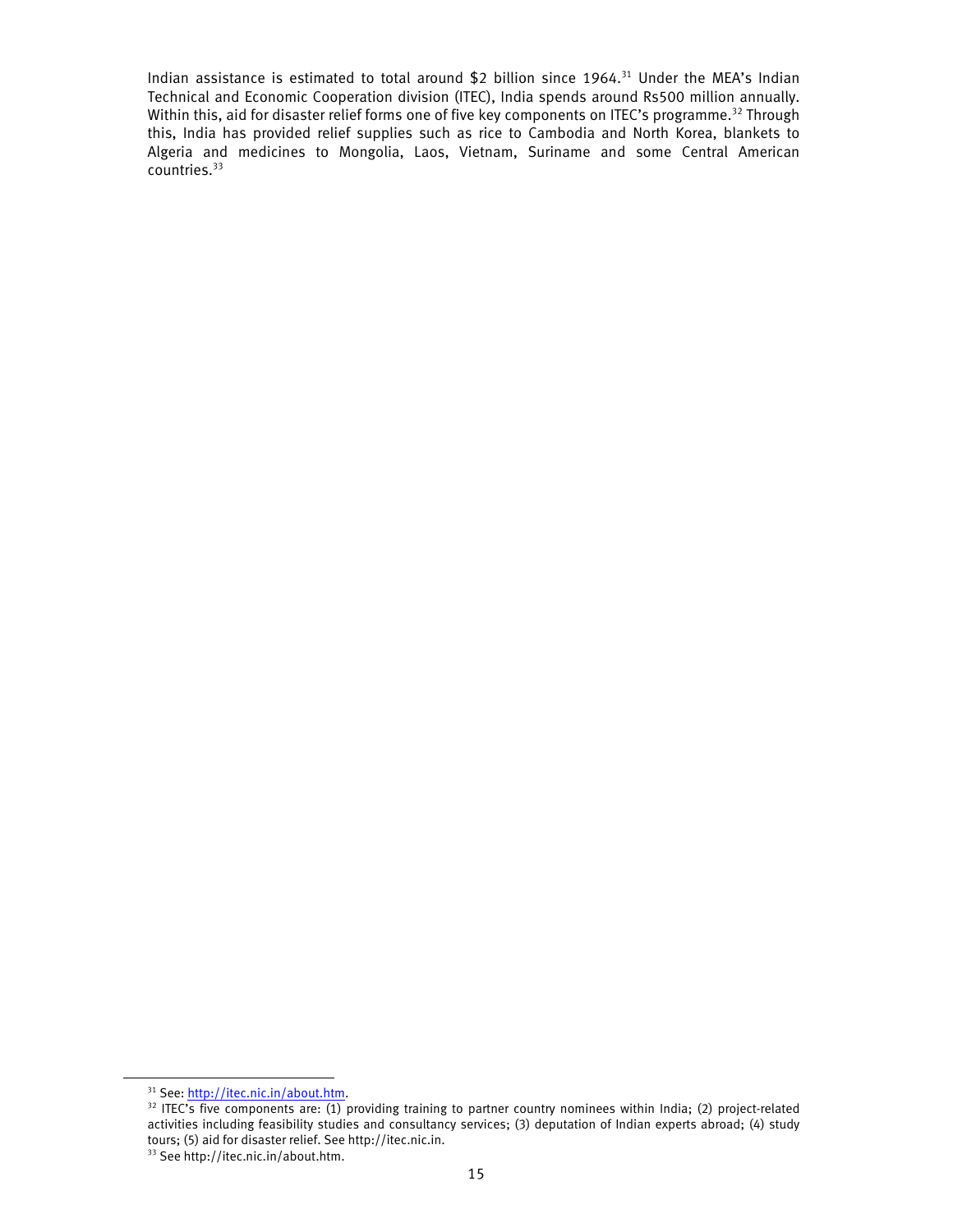Indian assistance is estimated to total around $2 billion since 1964.[31] Under the MEA's Indian Technical and Economic Cooperation division (ITEC), India spends around Rs500 million annually. Within this, aid for disaster relief forms one of five key components on ITEC's programme.[32] Through this, India has provided relief supplies such as rice to Cambodia and North Korea, blankets to Algeria and medicines to Mongolia, Laos, Vietnam, Suriname and some Central American countries.[33]

---

[31] See: http://itec.nic.in/about.htm.

[32] ITEC's five components are: (1) providing training to partner country nominees within India; (2) project-related activities including feasibility studies and consultancy services; (3) deputation of Indian experts abroad; (4) study tours; (5) aid for disaster relief. See http://itec.nic.in.

[33] See http://itec.nic.in/about.htm.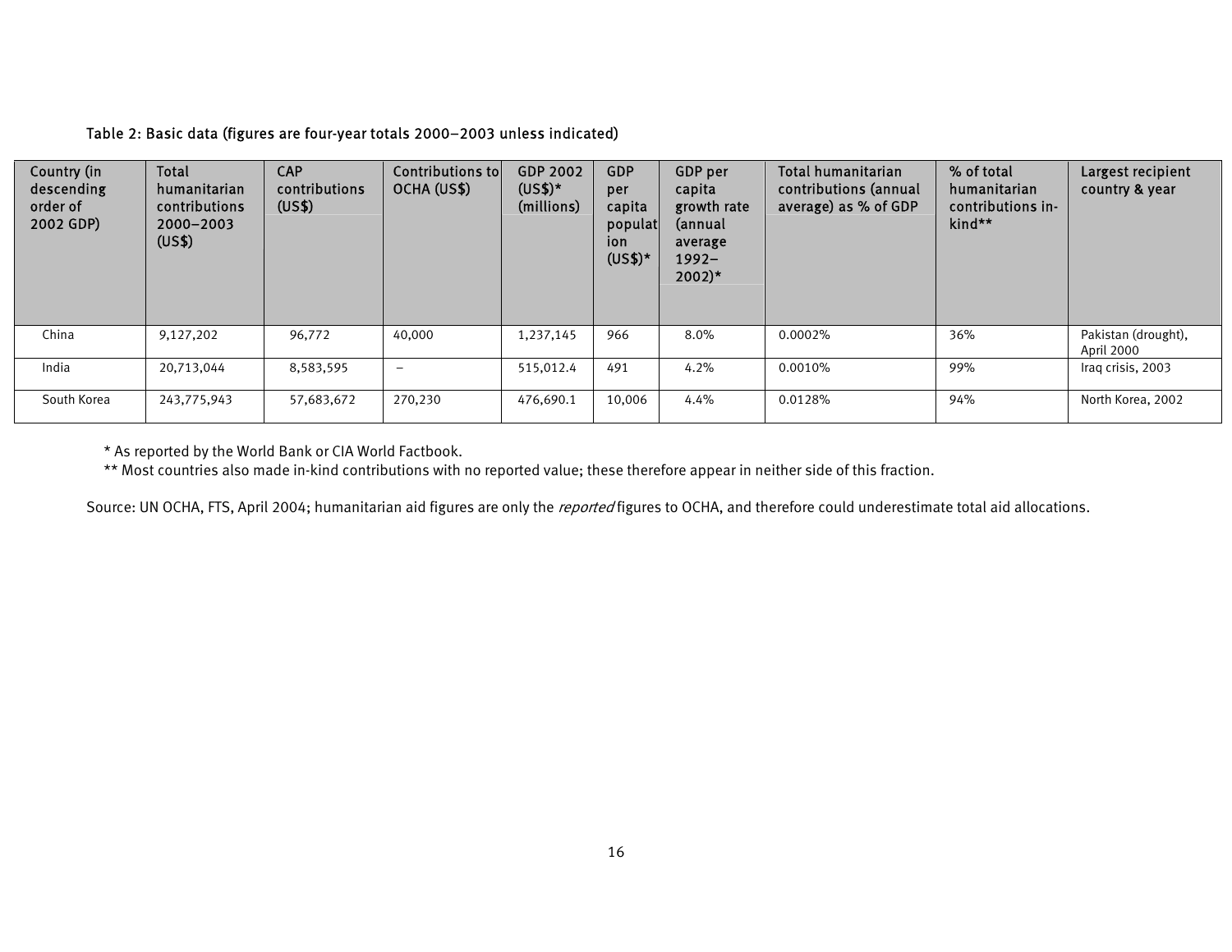Table 2: Basic data (figures are four-year totals 2000–2003 unless indicated)

| Country (in descending order of 2002 GDP) | Total humanitarian contributions 2000–2003 (US$) | CAP contributions (US$) | Contributions to OCHA (US$) | GDP 2002 (US$)* (millions) | GDP per capita population (US$)* | GDP per capita growth rate (annual average 1992–2002)* | Total humanitarian contributions (annual average) as % of GDP | % of total humanitarian contributions in-kind** | Largest recipient country & year |
|---|---|---|---|---|---|---|---|---|---|
| China | 9,127,202 | 96,772 | 40,000 | 1,237,145 | 966 | 8.0% | 0.0002% | 36% | Pakistan (drought), April 2000 |
| India | 20,713,044 | 8,583,595 | – | 515,012.4 | 491 | 4.2% | 0.0010% | 99% | Iraq crisis, 2003 |
| South Korea | 243,775,943 | 57,683,672 | 270,230 | 476,690.1 | 10,006 | 4.4% | 0.0128% | 94% | North Korea, 2002 |

* As reported by the World Bank or CIA World Factbook.

** Most countries also made in-kind contributions with no reported value; these therefore appear in neither side of this fraction.

Source: UN OCHA, FTS, April 2004; humanitarian aid figures are only the *reported* figures to OCHA, and therefore could underestimate total aid allocations.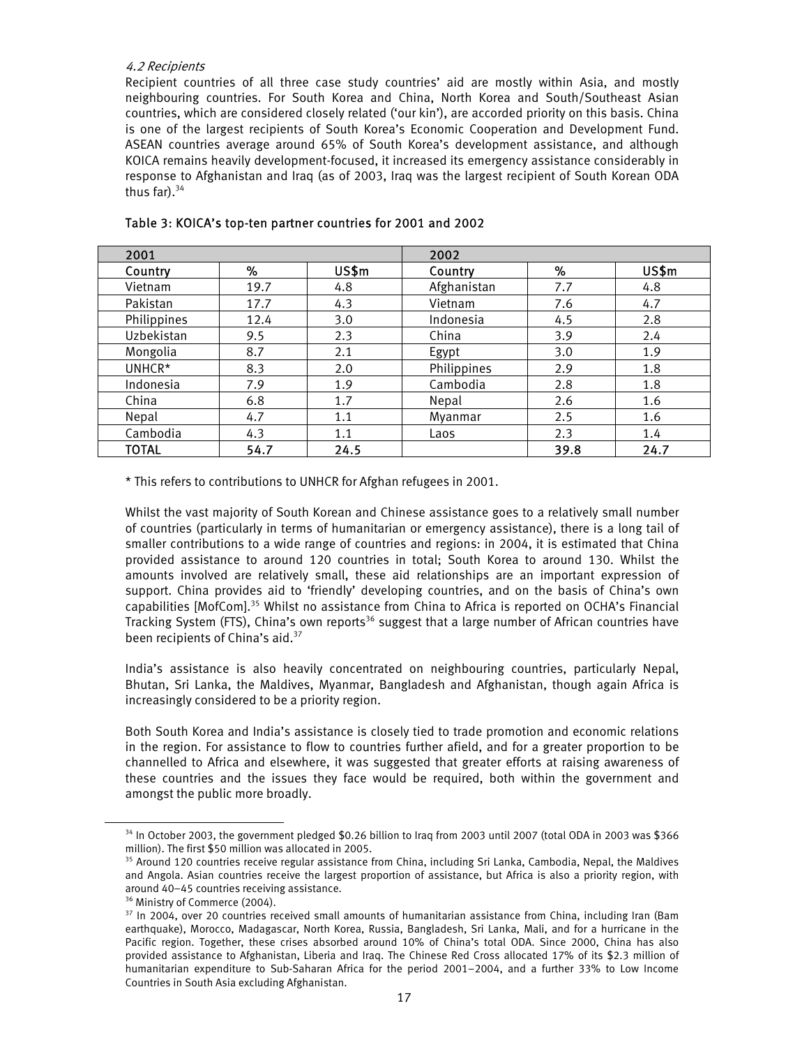#### *4.2 Recipients*

Recipient countries of all three case study countries' aid are mostly within Asia, and mostly neighbouring countries. For South Korea and China, North Korea and South/Southeast Asian countries, which are considered closely related ('our kin'), are accorded priority on this basis. China is one of the largest recipients of South Korea's Economic Cooperation and Development Fund. ASEAN countries average around 65% of South Korea's development assistance, and although KOICA remains heavily development-focused, it increased its emergency assistance considerably in response to Afghanistan and Iraq (as of 2003, Iraq was the largest recipient of South Korean ODA thus far).[34]

**Table 3: KOICA's top-ten partner countries for 2001 and 2002**

| 2001 | | | 2002 | | |
|---|---|---|---|---|---|
| **Country** | **%** | **US$m** | **Country** | **%** | **US$m** |
| Vietnam | 19.7 | 4.8 | Afghanistan | 7.7 | 4.8 |
| Pakistan | 17.7 | 4.3 | Vietnam | 7.6 | 4.7 |
| Philippines | 12.4 | 3.0 | Indonesia | 4.5 | 2.8 |
| Uzbekistan | 9.5 | 2.3 | China | 3.9 | 2.4 |
| Mongolia | 8.7 | 2.1 | Egypt | 3.0 | 1.9 |
| UNHCR* | 8.3 | 2.0 | Philippines | 2.9 | 1.8 |
| Indonesia | 7.9 | 1.9 | Cambodia | 2.8 | 1.8 |
| China | 6.8 | 1.7 | Nepal | 2.6 | 1.6 |
| Nepal | 4.7 | 1.1 | Myanmar | 2.5 | 1.6 |
| Cambodia | 4.3 | 1.1 | Laos | 2.3 | 1.4 |
| **TOTAL** | **54.7** | **24.5** | | **39.8** | **24.7** |

\* This refers to contributions to UNHCR for Afghan refugees in 2001.

Whilst the vast majority of South Korean and Chinese assistance goes to a relatively small number of countries (particularly in terms of humanitarian or emergency assistance), there is a long tail of smaller contributions to a wide range of countries and regions: in 2004, it is estimated that China provided assistance to around 120 countries in total; South Korea to around 130. Whilst the amounts involved are relatively small, these aid relationships are an important expression of support. China provides aid to 'friendly' developing countries, and on the basis of China's own capabilities [MofCom].[35] Whilst no assistance from China to Africa is reported on OCHA's Financial Tracking System (FTS), China's own reports[36] suggest that a large number of African countries have been recipients of China's aid.[37]

India's assistance is also heavily concentrated on neighbouring countries, particularly Nepal, Bhutan, Sri Lanka, the Maldives, Myanmar, Bangladesh and Afghanistan, though again Africa is increasingly considered to be a priority region.

Both South Korea and India's assistance is closely tied to trade promotion and economic relations in the region. For assistance to flow to countries further afield, and for a greater proportion to be channelled to Africa and elsewhere, it was suggested that greater efforts at raising awareness of these countries and the issues they face would be required, both within the government and amongst the public more broadly.

---

[34] In October 2003, the government pledged $0.26 billion to Iraq from 2003 until 2007 (total ODA in 2003 was $366 million). The first $50 million was allocated in 2005.

[35] Around 120 countries receive regular assistance from China, including Sri Lanka, Cambodia, Nepal, the Maldives and Angola. Asian countries receive the largest proportion of assistance, but Africa is also a priority region, with around 40–45 countries receiving assistance.

[36] Ministry of Commerce (2004).

[37] In 2004, over 20 countries received small amounts of humanitarian assistance from China, including Iran (Bam earthquake), Morocco, Madagascar, North Korea, Russia, Bangladesh, Sri Lanka, Mali, and for a hurricane in the Pacific region. Together, these crises absorbed around 10% of China's total ODA. Since 2000, China has also provided assistance to Afghanistan, Liberia and Iraq. The Chinese Red Cross allocated 17% of its $2.3 million of humanitarian expenditure to Sub-Saharan Africa for the period 2001–2004, and a further 33% to Low Income Countries in South Asia excluding Afghanistan.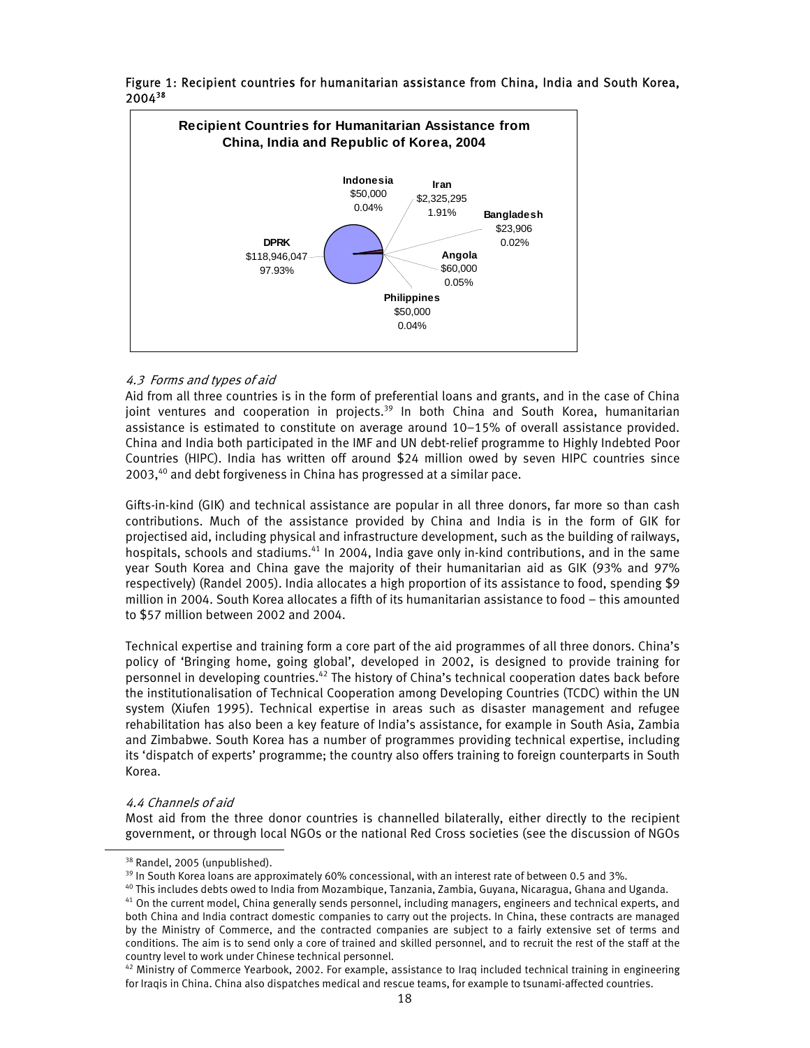Figure 1: Recipient countries for humanitarian assistance from China, India and South Korea, 2004[38]

**Recipient Countries for Humanitarian Assistance from China, India and Republic of Korea, 2004**

| Country | Amount | Share |
|---|---|---|
| DPRK | $118,946,047 | 97.93% |
| Indonesia | $50,000 | 0.04% |
| Iran | $2,325,295 | 1.91% |
| Bangladesh | $23,906 | 0.02% |
| Angola | $60,000 | 0.05% |
| Philippines | $50,000 | 0.04% |

### *4.3 Forms and types of aid*

Aid from all three countries is in the form of preferential loans and grants, and in the case of China joint ventures and cooperation in projects.[39] In both China and South Korea, humanitarian assistance is estimated to constitute on average around 10–15% of overall assistance provided. China and India both participated in the IMF and UN debt-relief programme to Highly Indebted Poor Countries (HIPC). India has written off around $24 million owed by seven HIPC countries since 2003,[40] and debt forgiveness in China has progressed at a similar pace.

Gifts-in-kind (GIK) and technical assistance are popular in all three donors, far more so than cash contributions. Much of the assistance provided by China and India is in the form of GIK for projectised aid, including physical and infrastructure development, such as the building of railways, hospitals, schools and stadiums.[41] In 2004, India gave only in-kind contributions, and in the same year South Korea and China gave the majority of their humanitarian aid as GIK (93% and 97% respectively) (Randel 2005). India allocates a high proportion of its assistance to food, spending $9 million in 2004. South Korea allocates a fifth of its humanitarian assistance to food – this amounted to $57 million between 2002 and 2004.

Technical expertise and training form a core part of the aid programmes of all three donors. China's policy of 'Bringing home, going global', developed in 2002, is designed to provide training for personnel in developing countries.[42] The history of China's technical cooperation dates back before the institutionalisation of Technical Cooperation among Developing Countries (TCDC) within the UN system (Xiufen 1995). Technical expertise in areas such as disaster management and refugee rehabilitation has also been a key feature of India's assistance, for example in South Asia, Zambia and Zimbabwe. South Korea has a number of programmes providing technical expertise, including its 'dispatch of experts' programme; the country also offers training to foreign counterparts in South Korea.

### *4.4 Channels of aid*

Most aid from the three donor countries is channelled bilaterally, either directly to the recipient government, or through local NGOs or the national Red Cross societies (see the discussion of NGOs

---

[38] Randel, 2005 (unpublished).

[39] In South Korea loans are approximately 60% concessional, with an interest rate of between 0.5 and 3%.

[40] This includes debts owed to India from Mozambique, Tanzania, Zambia, Guyana, Nicaragua, Ghana and Uganda.

[41] On the current model, China generally sends personnel, including managers, engineers and technical experts, and both China and India contract domestic companies to carry out the projects. In China, these contracts are managed by the Ministry of Commerce, and the contracted companies are subject to a fairly extensive set of terms and conditions. The aim is to send only a core of trained and skilled personnel, and to recruit the rest of the staff at the country level to work under Chinese technical personnel.

[42] Ministry of Commerce Yearbook, 2002. For example, assistance to Iraq included technical training in engineering for Iraqis in China. China also dispatches medical and rescue teams, for example to tsunami-affected countries.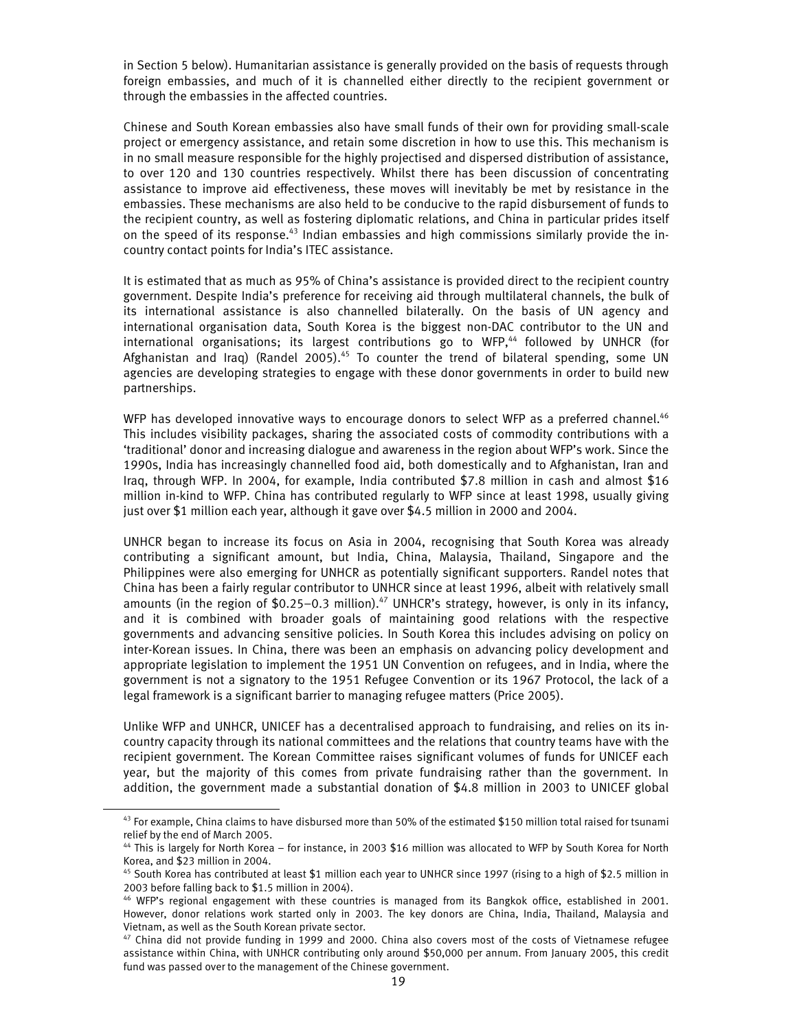in Section 5 below). Humanitarian assistance is generally provided on the basis of requests through foreign embassies, and much of it is channelled either directly to the recipient government or through the embassies in the affected countries.

Chinese and South Korean embassies also have small funds of their own for providing small-scale project or emergency assistance, and retain some discretion in how to use this. This mechanism is in no small measure responsible for the highly projectised and dispersed distribution of assistance, to over 120 and 130 countries respectively. Whilst there has been discussion of concentrating assistance to improve aid effectiveness, these moves will inevitably be met by resistance in the embassies. These mechanisms are also held to be conducive to the rapid disbursement of funds to the recipient country, as well as fostering diplomatic relations, and China in particular prides itself on the speed of its response.[43] Indian embassies and high commissions similarly provide the in-country contact points for India's ITEC assistance.

It is estimated that as much as 95% of China's assistance is provided direct to the recipient country government. Despite India's preference for receiving aid through multilateral channels, the bulk of its international assistance is also channelled bilaterally. On the basis of UN agency and international organisation data, South Korea is the biggest non-DAC contributor to the UN and international organisations; its largest contributions go to WFP,[44] followed by UNHCR (for Afghanistan and Iraq) (Randel 2005).[45] To counter the trend of bilateral spending, some UN agencies are developing strategies to engage with these donor governments in order to build new partnerships.

WFP has developed innovative ways to encourage donors to select WFP as a preferred channel.[46] This includes visibility packages, sharing the associated costs of commodity contributions with a 'traditional' donor and increasing dialogue and awareness in the region about WFP's work. Since the 1990s, India has increasingly channelled food aid, both domestically and to Afghanistan, Iran and Iraq, through WFP. In 2004, for example, India contributed $7.8 million in cash and almost $16 million in-kind to WFP. China has contributed regularly to WFP since at least 1998, usually giving just over $1 million each year, although it gave over $4.5 million in 2000 and 2004.

UNHCR began to increase its focus on Asia in 2004, recognising that South Korea was already contributing a significant amount, but India, China, Malaysia, Thailand, Singapore and the Philippines were also emerging for UNHCR as potentially significant supporters. Randel notes that China has been a fairly regular contributor to UNHCR since at least 1996, albeit with relatively small amounts (in the region of $0.25–0.3 million).[47] UNHCR's strategy, however, is only in its infancy, and it is combined with broader goals of maintaining good relations with the respective governments and advancing sensitive policies. In South Korea this includes advising on policy on inter-Korean issues. In China, there was been an emphasis on advancing policy development and appropriate legislation to implement the 1951 UN Convention on refugees, and in India, where the government is not a signatory to the 1951 Refugee Convention or its 1967 Protocol, the lack of a legal framework is a significant barrier to managing refugee matters (Price 2005).

Unlike WFP and UNHCR, UNICEF has a decentralised approach to fundraising, and relies on its in-country capacity through its national committees and the relations that country teams have with the recipient government. The Korean Committee raises significant volumes of funds for UNICEF each year, but the majority of this comes from private fundraising rather than the government. In addition, the government made a substantial donation of $4.8 million in 2003 to UNICEF global

---

[43] For example, China claims to have disbursed more than 50% of the estimated $150 million total raised for tsunami relief by the end of March 2005.

[44] This is largely for North Korea – for instance, in 2003 $16 million was allocated to WFP by South Korea for North Korea, and $23 million in 2004.

[45] South Korea has contributed at least $1 million each year to UNHCR since 1997 (rising to a high of $2.5 million in 2003 before falling back to $1.5 million in 2004).

[46] WFP's regional engagement with these countries is managed from its Bangkok office, established in 2001. However, donor relations work started only in 2003. The key donors are China, India, Thailand, Malaysia and Vietnam, as well as the South Korean private sector.

[47] China did not provide funding in 1999 and 2000. China also covers most of the costs of Vietnamese refugee assistance within China, with UNHCR contributing only around $50,000 per annum. From January 2005, this credit fund was passed over to the management of the Chinese government.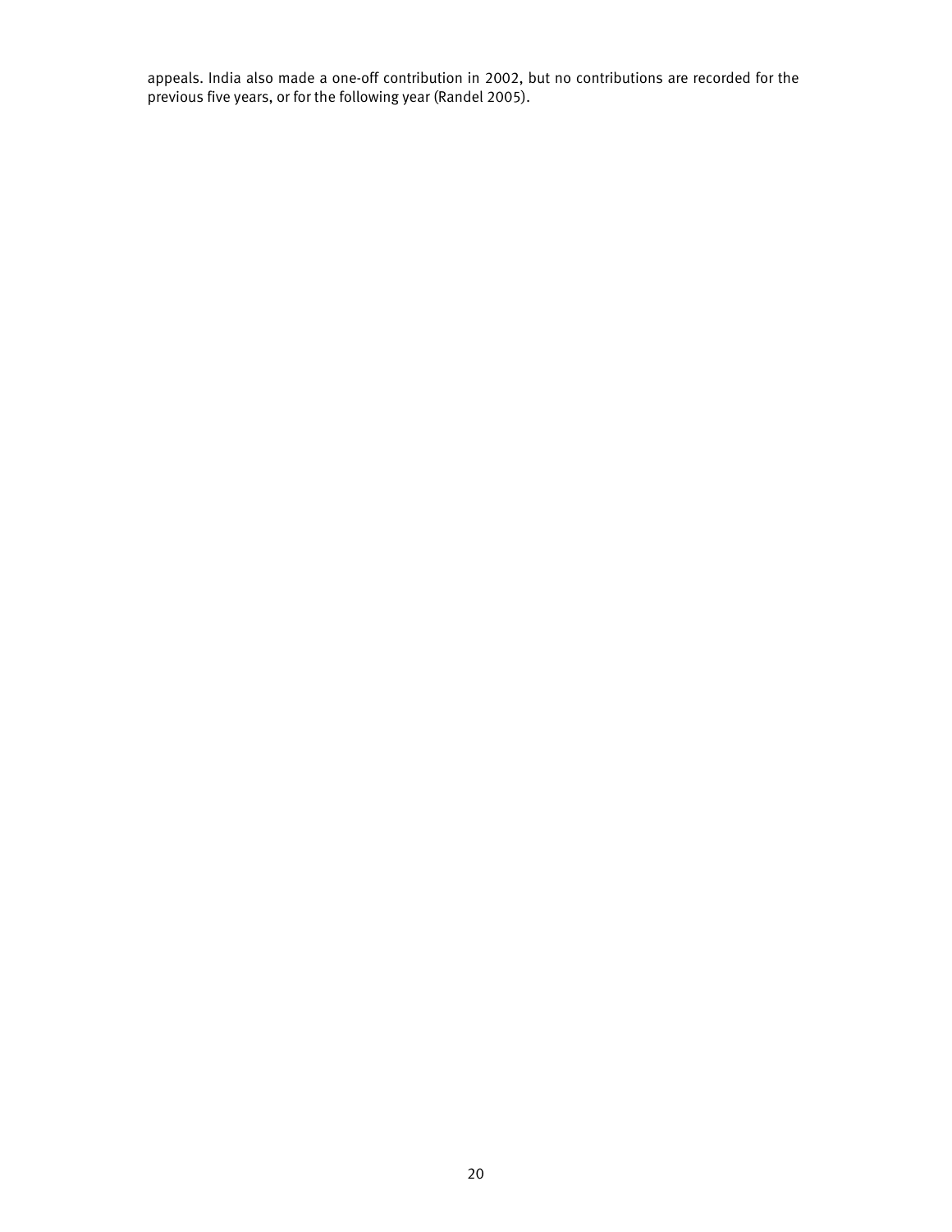appeals. India also made a one-off contribution in 2002, but no contributions are recorded for the previous five years, or for the following year (Randel 2005).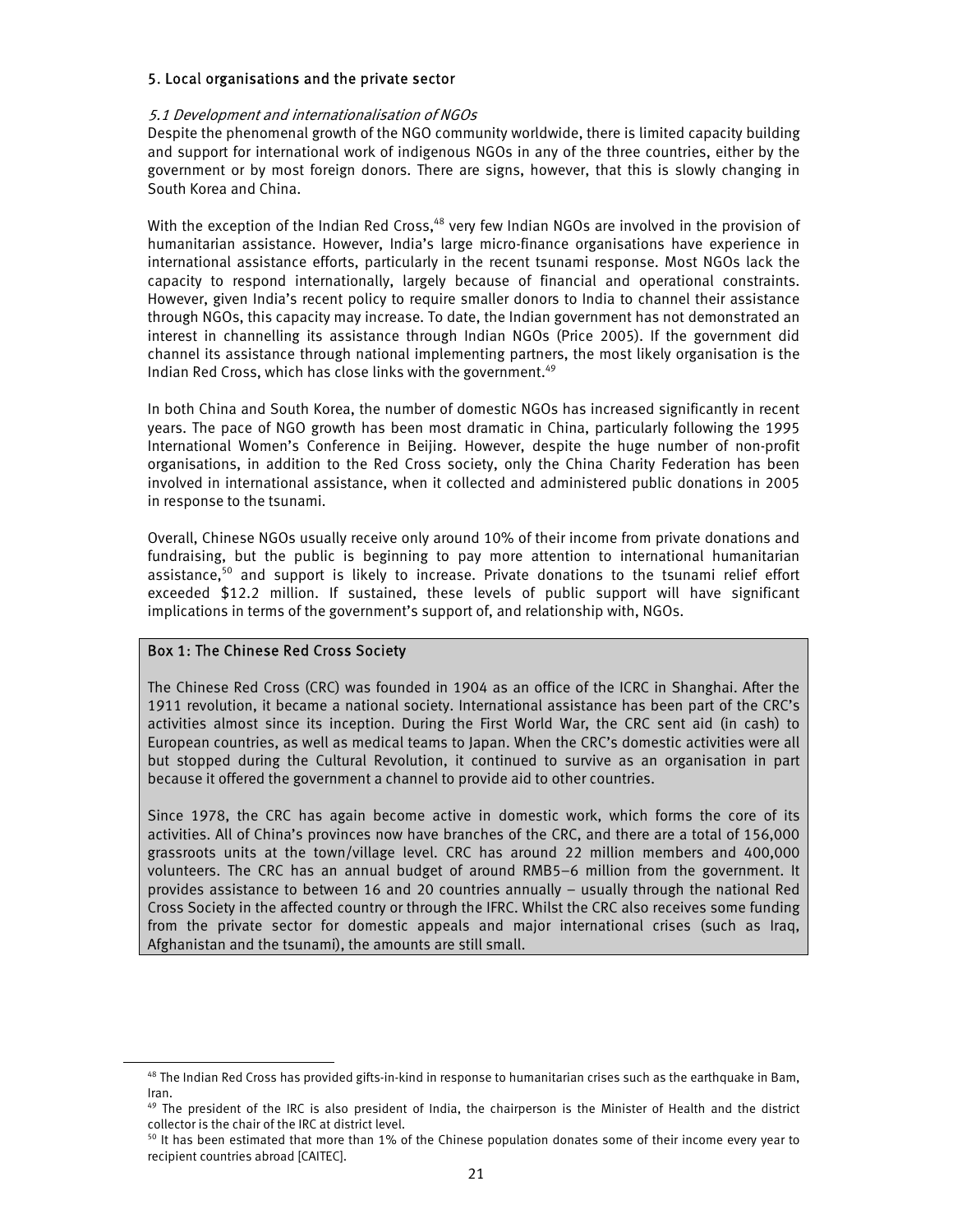## 5. Local organisations and the private sector

### *5.1 Development and internationalisation of NGOs*

Despite the phenomenal growth of the NGO community worldwide, there is limited capacity building and support for international work of indigenous NGOs in any of the three countries, either by the government or by most foreign donors. There are signs, however, that this is slowly changing in South Korea and China.

With the exception of the Indian Red Cross,[48] very few Indian NGOs are involved in the provision of humanitarian assistance. However, India's large micro-finance organisations have experience in international assistance efforts, particularly in the recent tsunami response. Most NGOs lack the capacity to respond internationally, largely because of financial and operational constraints. However, given India's recent policy to require smaller donors to India to channel their assistance through NGOs, this capacity may increase. To date, the Indian government has not demonstrated an interest in channelling its assistance through Indian NGOs (Price 2005). If the government did channel its assistance through national implementing partners, the most likely organisation is the Indian Red Cross, which has close links with the government.[49]

In both China and South Korea, the number of domestic NGOs has increased significantly in recent years. The pace of NGO growth has been most dramatic in China, particularly following the 1995 International Women's Conference in Beijing. However, despite the huge number of non-profit organisations, in addition to the Red Cross society, only the China Charity Federation has been involved in international assistance, when it collected and administered public donations in 2005 in response to the tsunami.

Overall, Chinese NGOs usually receive only around 10% of their income from private donations and fundraising, but the public is beginning to pay more attention to international humanitarian assistance,[50] and support is likely to increase. Private donations to the tsunami relief effort exceeded $12.2 million. If sustained, these levels of public support will have significant implications in terms of the government's support of, and relationship with, NGOs.

**Box 1: The Chinese Red Cross Society**

The Chinese Red Cross (CRC) was founded in 1904 as an office of the ICRC in Shanghai. After the 1911 revolution, it became a national society. International assistance has been part of the CRC's activities almost since its inception. During the First World War, the CRC sent aid (in cash) to European countries, as well as medical teams to Japan. When the CRC's domestic activities were all but stopped during the Cultural Revolution, it continued to survive as an organisation in part because it offered the government a channel to provide aid to other countries.

Since 1978, the CRC has again become active in domestic work, which forms the core of its activities. All of China's provinces now have branches of the CRC, and there are a total of 156,000 grassroots units at the town/village level. CRC has around 22 million members and 400,000 volunteers. The CRC has an annual budget of around RMB5–6 million from the government. It provides assistance to between 16 and 20 countries annually – usually through the national Red Cross Society in the affected country or through the IFRC. Whilst the CRC also receives some funding from the private sector for domestic appeals and major international crises (such as Iraq, Afghanistan and the tsunami), the amounts are still small.

---

[48] The Indian Red Cross has provided gifts-in-kind in response to humanitarian crises such as the earthquake in Bam, Iran.

[49] The president of the IRC is also president of India, the chairperson is the Minister of Health and the district collector is the chair of the IRC at district level.

[50] It has been estimated that more than 1% of the Chinese population donates some of their income every year to recipient countries abroad [CAITEC].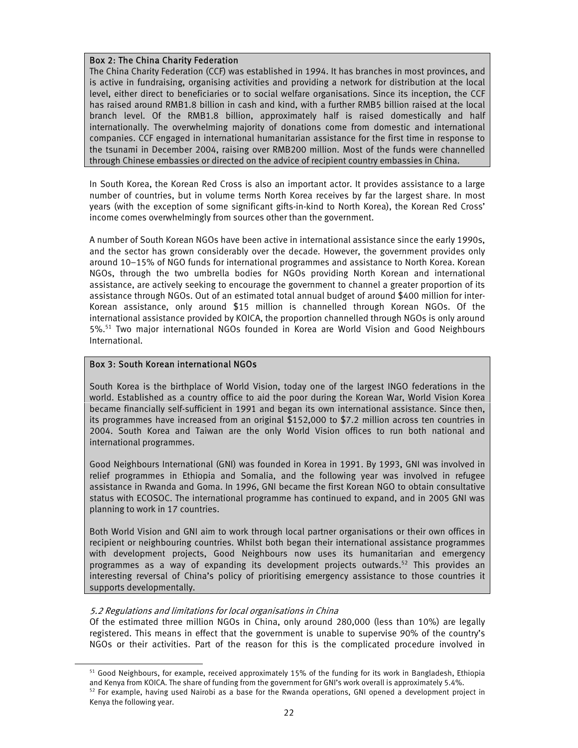**Box 2: The China Charity Federation**

The China Charity Federation (CCF) was established in 1994. It has branches in most provinces, and is active in fundraising, organising activities and providing a network for distribution at the local level, either direct to beneficiaries or to social welfare organisations. Since its inception, the CCF has raised around RMB1.8 billion in cash and kind, with a further RMB5 billion raised at the local branch level. Of the RMB1.8 billion, approximately half is raised domestically and half internationally. The overwhelming majority of donations come from domestic and international companies. CCF engaged in international humanitarian assistance for the first time in response to the tsunami in December 2004, raising over RMB200 million. Most of the funds were channelled through Chinese embassies or directed on the advice of recipient country embassies in China.

In South Korea, the Korean Red Cross is also an important actor. It provides assistance to a large number of countries, but in volume terms North Korea receives by far the largest share. In most years (with the exception of some significant gifts-in-kind to North Korea), the Korean Red Cross' income comes overwhelmingly from sources other than the government.

A number of South Korean NGOs have been active in international assistance since the early 1990s, and the sector has grown considerably over the decade. However, the government provides only around 10–15% of NGO funds for international programmes and assistance to North Korea. Korean NGOs, through the two umbrella bodies for NGOs providing North Korean and international assistance, are actively seeking to encourage the government to channel a greater proportion of its assistance through NGOs. Out of an estimated total annual budget of around \$400 million for inter-Korean assistance, only around \$15 million is channelled through Korean NGOs. Of the international assistance provided by KOICA, the proportion channelled through NGOs is only around 5%.[51] Two major international NGOs founded in Korea are World Vision and Good Neighbours International.

**Box 3: South Korean international NGOs**

South Korea is the birthplace of World Vision, today one of the largest INGO federations in the world. Established as a country office to aid the poor during the Korean War, World Vision Korea became financially self-sufficient in 1991 and began its own international assistance. Since then, its programmes have increased from an original \$152,000 to \$7.2 million across ten countries in 2004. South Korea and Taiwan are the only World Vision offices to run both national and international programmes.

Good Neighbours International (GNI) was founded in Korea in 1991. By 1993, GNI was involved in relief programmes in Ethiopia and Somalia, and the following year was involved in refugee assistance in Rwanda and Goma. In 1996, GNI became the first Korean NGO to obtain consultative status with ECOSOC. The international programme has continued to expand, and in 2005 GNI was planning to work in 17 countries.

Both World Vision and GNI aim to work through local partner organisations or their own offices in recipient or neighbouring countries. Whilst both began their international assistance programmes with development projects, Good Neighbours now uses its humanitarian and emergency programmes as a way of expanding its development projects outwards.[52] This provides an interesting reversal of China's policy of prioritising emergency assistance to those countries it supports developmentally.

### *5.2 Regulations and limitations for local organisations in China*

Of the estimated three million NGOs in China, only around 280,000 (less than 10%) are legally registered. This means in effect that the government is unable to supervise 90% of the country's NGOs or their activities. Part of the reason for this is the complicated procedure involved in

---

[51] Good Neighbours, for example, received approximately 15% of the funding for its work in Bangladesh, Ethiopia and Kenya from KOICA. The share of funding from the government for GNI's work overall is approximately 5.4%.

[52] For example, having used Nairobi as a base for the Rwanda operations, GNI opened a development project in Kenya the following year.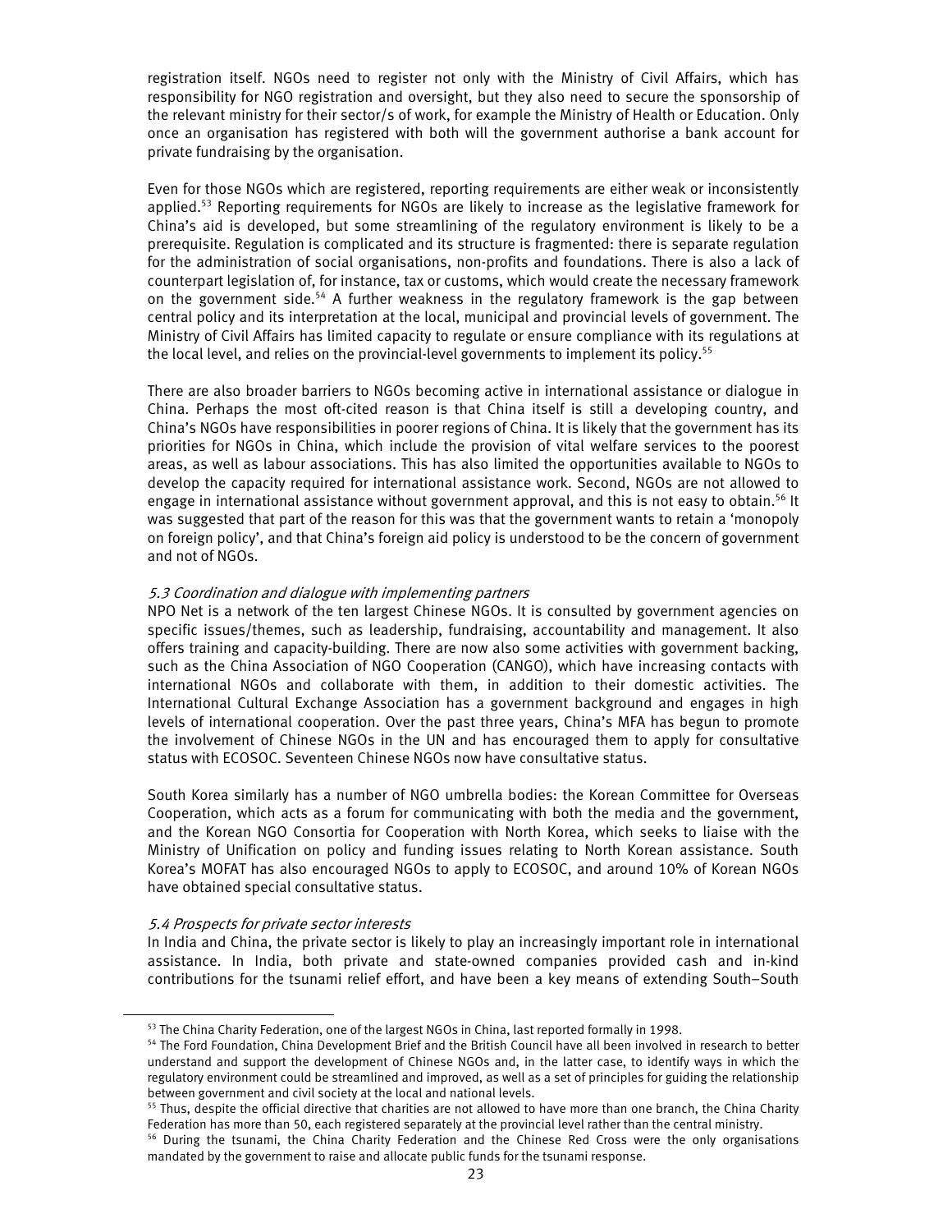registration itself. NGOs need to register not only with the Ministry of Civil Affairs, which has responsibility for NGO registration and oversight, but they also need to secure the sponsorship of the relevant ministry for their sector/s of work, for example the Ministry of Health or Education. Only once an organisation has registered with both will the government authorise a bank account for private fundraising by the organisation.

Even for those NGOs which are registered, reporting requirements are either weak or inconsistently applied.[53] Reporting requirements for NGOs are likely to increase as the legislative framework for China's aid is developed, but some streamlining of the regulatory environment is likely to be a prerequisite. Regulation is complicated and its structure is fragmented: there is separate regulation for the administration of social organisations, non-profits and foundations. There is also a lack of counterpart legislation of, for instance, tax or customs, which would create the necessary framework on the government side.[54] A further weakness in the regulatory framework is the gap between central policy and its interpretation at the local, municipal and provincial levels of government. The Ministry of Civil Affairs has limited capacity to regulate or ensure compliance with its regulations at the local level, and relies on the provincial-level governments to implement its policy.[55]

There are also broader barriers to NGOs becoming active in international assistance or dialogue in China. Perhaps the most oft-cited reason is that China itself is still a developing country, and China's NGOs have responsibilities in poorer regions of China. It is likely that the government has its priorities for NGOs in China, which include the provision of vital welfare services to the poorest areas, as well as labour associations. This has also limited the opportunities available to NGOs to develop the capacity required for international assistance work. Second, NGOs are not allowed to engage in international assistance without government approval, and this is not easy to obtain.[56] It was suggested that part of the reason for this was that the government wants to retain a 'monopoly on foreign policy', and that China's foreign aid policy is understood to be the concern of government and not of NGOs.

### *5.3 Coordination and dialogue with implementing partners*

NPO Net is a network of the ten largest Chinese NGOs. It is consulted by government agencies on specific issues/themes, such as leadership, fundraising, accountability and management. It also offers training and capacity-building. There are now also some activities with government backing, such as the China Association of NGO Cooperation (CANGO), which have increasing contacts with international NGOs and collaborate with them, in addition to their domestic activities. The International Cultural Exchange Association has a government background and engages in high levels of international cooperation. Over the past three years, China's MFA has begun to promote the involvement of Chinese NGOs in the UN and has encouraged them to apply for consultative status with ECOSOC. Seventeen Chinese NGOs now have consultative status.

South Korea similarly has a number of NGO umbrella bodies: the Korean Committee for Overseas Cooperation, which acts as a forum for communicating with both the media and the government, and the Korean NGO Consortia for Cooperation with North Korea, which seeks to liaise with the Ministry of Unification on policy and funding issues relating to North Korean assistance. South Korea's MOFAT has also encouraged NGOs to apply to ECOSOC, and around 10% of Korean NGOs have obtained special consultative status.

### *5.4 Prospects for private sector interests*

In India and China, the private sector is likely to play an increasingly important role in international assistance. In India, both private and state-owned companies provided cash and in-kind contributions for the tsunami relief effort, and have been a key means of extending South–South

---

[53] The China Charity Federation, one of the largest NGOs in China, last reported formally in 1998.

[54] The Ford Foundation, China Development Brief and the British Council have all been involved in research to better understand and support the development of Chinese NGOs and, in the latter case, to identify ways in which the regulatory environment could be streamlined and improved, as well as a set of principles for guiding the relationship between government and civil society at the local and national levels.

[55] Thus, despite the official directive that charities are not allowed to have more than one branch, the China Charity Federation has more than 50, each registered separately at the provincial level rather than the central ministry.

[56] During the tsunami, the China Charity Federation and the Chinese Red Cross were the only organisations mandated by the government to raise and allocate public funds for the tsunami response.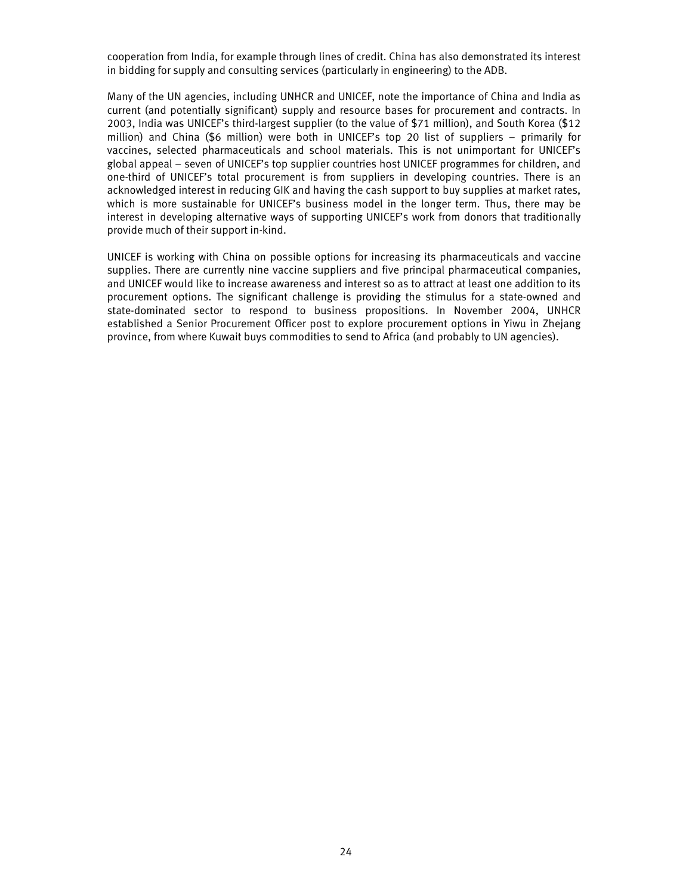cooperation from India, for example through lines of credit. China has also demonstrated its interest in bidding for supply and consulting services (particularly in engineering) to the ADB.

Many of the UN agencies, including UNHCR and UNICEF, note the importance of China and India as current (and potentially significant) supply and resource bases for procurement and contracts. In 2003, India was UNICEF's third-largest supplier (to the value of $71 million), and South Korea ($12 million) and China ($6 million) were both in UNICEF's top 20 list of suppliers – primarily for vaccines, selected pharmaceuticals and school materials. This is not unimportant for UNICEF's global appeal – seven of UNICEF's top supplier countries host UNICEF programmes for children, and one-third of UNICEF's total procurement is from suppliers in developing countries. There is an acknowledged interest in reducing GIK and having the cash support to buy supplies at market rates, which is more sustainable for UNICEF's business model in the longer term. Thus, there may be interest in developing alternative ways of supporting UNICEF's work from donors that traditionally provide much of their support in-kind.

UNICEF is working with China on possible options for increasing its pharmaceuticals and vaccine supplies. There are currently nine vaccine suppliers and five principal pharmaceutical companies, and UNICEF would like to increase awareness and interest so as to attract at least one addition to its procurement options. The significant challenge is providing the stimulus for a state-owned and state-dominated sector to respond to business propositions. In November 2004, UNHCR established a Senior Procurement Officer post to explore procurement options in Yiwu in Zhejang province, from where Kuwait buys commodities to send to Africa (and probably to UN agencies).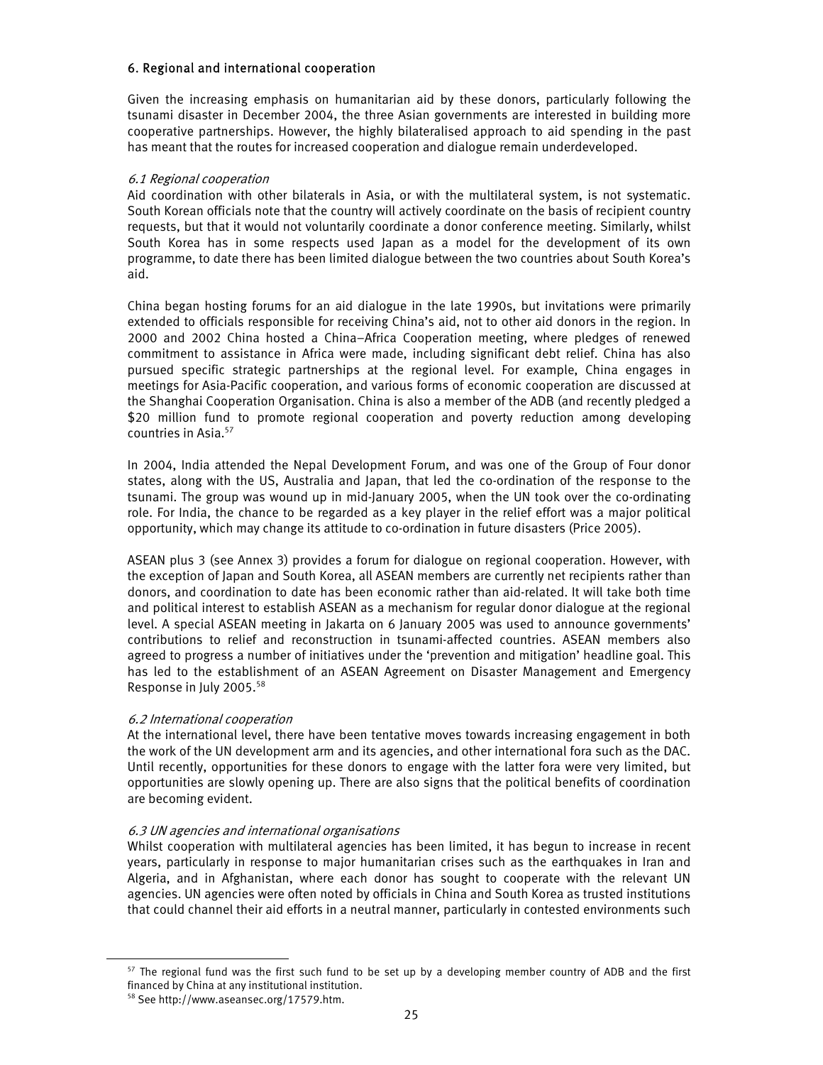## 6. Regional and international cooperation

Given the increasing emphasis on humanitarian aid by these donors, particularly following the tsunami disaster in December 2004, the three Asian governments are interested in building more cooperative partnerships. However, the highly bilateralised approach to aid spending in the past has meant that the routes for increased cooperation and dialogue remain underdeveloped.

### *6.1 Regional cooperation*

Aid coordination with other bilaterals in Asia, or with the multilateral system, is not systematic. South Korean officials note that the country will actively coordinate on the basis of recipient country requests, but that it would not voluntarily coordinate a donor conference meeting. Similarly, whilst South Korea has in some respects used Japan as a model for the development of its own programme, to date there has been limited dialogue between the two countries about South Korea's aid.

China began hosting forums for an aid dialogue in the late 1990s, but invitations were primarily extended to officials responsible for receiving China's aid, not to other aid donors in the region. In 2000 and 2002 China hosted a China–Africa Cooperation meeting, where pledges of renewed commitment to assistance in Africa were made, including significant debt relief. China has also pursued specific strategic partnerships at the regional level. For example, China engages in meetings for Asia-Pacific cooperation, and various forms of economic cooperation are discussed at the Shanghai Cooperation Organisation. China is also a member of the ADB (and recently pledged a \$20 million fund to promote regional cooperation and poverty reduction among developing countries in Asia.[57]

In 2004, India attended the Nepal Development Forum, and was one of the Group of Four donor states, along with the US, Australia and Japan, that led the co-ordination of the response to the tsunami. The group was wound up in mid-January 2005, when the UN took over the co-ordinating role. For India, the chance to be regarded as a key player in the relief effort was a major political opportunity, which may change its attitude to co-ordination in future disasters (Price 2005).

ASEAN plus 3 (see Annex 3) provides a forum for dialogue on regional cooperation. However, with the exception of Japan and South Korea, all ASEAN members are currently net recipients rather than donors, and coordination to date has been economic rather than aid-related. It will take both time and political interest to establish ASEAN as a mechanism for regular donor dialogue at the regional level. A special ASEAN meeting in Jakarta on 6 January 2005 was used to announce governments' contributions to relief and reconstruction in tsunami-affected countries. ASEAN members also agreed to progress a number of initiatives under the 'prevention and mitigation' headline goal. This has led to the establishment of an ASEAN Agreement on Disaster Management and Emergency Response in July 2005.[58]

### *6.2 International cooperation*

At the international level, there have been tentative moves towards increasing engagement in both the work of the UN development arm and its agencies, and other international fora such as the DAC. Until recently, opportunities for these donors to engage with the latter fora were very limited, but opportunities are slowly opening up. There are also signs that the political benefits of coordination are becoming evident.

### *6.3 UN agencies and international organisations*

Whilst cooperation with multilateral agencies has been limited, it has begun to increase in recent years, particularly in response to major humanitarian crises such as the earthquakes in Iran and Algeria, and in Afghanistan, where each donor has sought to cooperate with the relevant UN agencies. UN agencies were often noted by officials in China and South Korea as trusted institutions that could channel their aid efforts in a neutral manner, particularly in contested environments such

---

[57] The regional fund was the first such fund to be set up by a developing member country of ADB and the first financed by China at any institutional institution.

[58] See http://www.aseansec.org/17579.htm.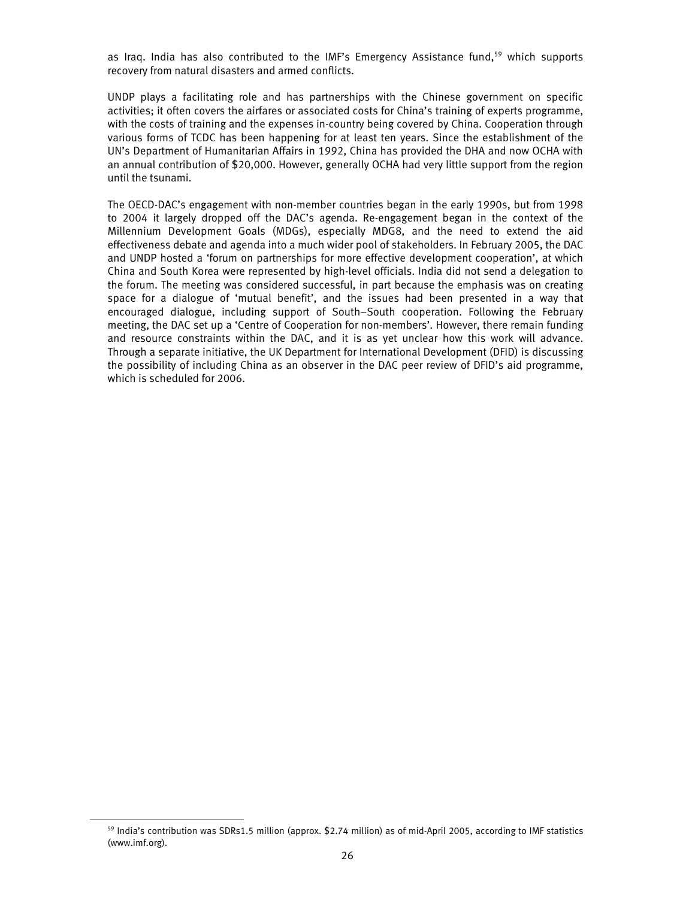as Iraq. India has also contributed to the IMF's Emergency Assistance fund,[59] which supports recovery from natural disasters and armed conflicts.

UNDP plays a facilitating role and has partnerships with the Chinese government on specific activities; it often covers the airfares or associated costs for China's training of experts programme, with the costs of training and the expenses in-country being covered by China. Cooperation through various forms of TCDC has been happening for at least ten years. Since the establishment of the UN's Department of Humanitarian Affairs in 1992, China has provided the DHA and now OCHA with an annual contribution of $20,000. However, generally OCHA had very little support from the region until the tsunami.

The OECD-DAC's engagement with non-member countries began in the early 1990s, but from 1998 to 2004 it largely dropped off the DAC's agenda. Re-engagement began in the context of the Millennium Development Goals (MDGs), especially MDG8, and the need to extend the aid effectiveness debate and agenda into a much wider pool of stakeholders. In February 2005, the DAC and UNDP hosted a 'forum on partnerships for more effective development cooperation', at which China and South Korea were represented by high-level officials. India did not send a delegation to the forum. The meeting was considered successful, in part because the emphasis was on creating space for a dialogue of 'mutual benefit', and the issues had been presented in a way that encouraged dialogue, including support of South–South cooperation. Following the February meeting, the DAC set up a 'Centre of Cooperation for non-members'. However, there remain funding and resource constraints within the DAC, and it is as yet unclear how this work will advance. Through a separate initiative, the UK Department for International Development (DFID) is discussing the possibility of including China as an observer in the DAC peer review of DFID's aid programme, which is scheduled for 2006.

---

[59] India's contribution was SDRs1.5 million (approx. $2.74 million) as of mid-April 2005, according to IMF statistics (www.imf.org).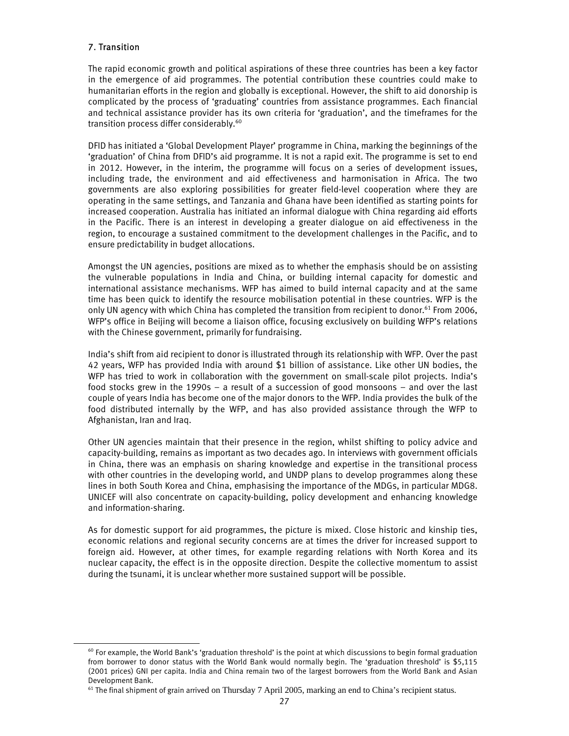## 7. Transition

The rapid economic growth and political aspirations of these three countries has been a key factor in the emergence of aid programmes. The potential contribution these countries could make to humanitarian efforts in the region and globally is exceptional. However, the shift to aid donorship is complicated by the process of 'graduating' countries from assistance programmes. Each financial and technical assistance provider has its own criteria for 'graduation', and the timeframes for the transition process differ considerably.[60]

DFID has initiated a 'Global Development Player' programme in China, marking the beginnings of the 'graduation' of China from DFID's aid programme. It is not a rapid exit. The programme is set to end in 2012. However, in the interim, the programme will focus on a series of development issues, including trade, the environment and aid effectiveness and harmonisation in Africa. The two governments are also exploring possibilities for greater field-level cooperation where they are operating in the same settings, and Tanzania and Ghana have been identified as starting points for increased cooperation. Australia has initiated an informal dialogue with China regarding aid efforts in the Pacific. There is an interest in developing a greater dialogue on aid effectiveness in the region, to encourage a sustained commitment to the development challenges in the Pacific, and to ensure predictability in budget allocations.

Amongst the UN agencies, positions are mixed as to whether the emphasis should be on assisting the vulnerable populations in India and China, or building internal capacity for domestic and international assistance mechanisms. WFP has aimed to build internal capacity and at the same time has been quick to identify the resource mobilisation potential in these countries. WFP is the only UN agency with which China has completed the transition from recipient to donor.[61] From 2006, WFP's office in Beijing will become a liaison office, focusing exclusively on building WFP's relations with the Chinese government, primarily for fundraising.

India's shift from aid recipient to donor is illustrated through its relationship with WFP. Over the past 42 years, WFP has provided India with around $1 billion of assistance. Like other UN bodies, the WFP has tried to work in collaboration with the government on small-scale pilot projects. India's food stocks grew in the 1990s – a result of a succession of good monsoons – and over the last couple of years India has become one of the major donors to the WFP. India provides the bulk of the food distributed internally by the WFP, and has also provided assistance through the WFP to Afghanistan, Iran and Iraq.

Other UN agencies maintain that their presence in the region, whilst shifting to policy advice and capacity-building, remains as important as two decades ago. In interviews with government officials in China, there was an emphasis on sharing knowledge and expertise in the transitional process with other countries in the developing world, and UNDP plans to develop programmes along these lines in both South Korea and China, emphasising the importance of the MDGs, in particular MDG8. UNICEF will also concentrate on capacity-building, policy development and enhancing knowledge and information-sharing.

As for domestic support for aid programmes, the picture is mixed. Close historic and kinship ties, economic relations and regional security concerns are at times the driver for increased support to foreign aid. However, at other times, for example regarding relations with North Korea and its nuclear capacity, the effect is in the opposite direction. Despite the collective momentum to assist during the tsunami, it is unclear whether more sustained support will be possible.

---

[60] For example, the World Bank's 'graduation threshold' is the point at which discussions to begin formal graduation from borrower to donor status with the World Bank would normally begin. The 'graduation threshold' is $5,115 (2001 prices) GNI per capita. India and China remain two of the largest borrowers from the World Bank and Asian Development Bank.

[61] The final shipment of grain arrived on Thursday 7 April 2005, marking an end to China's recipient status.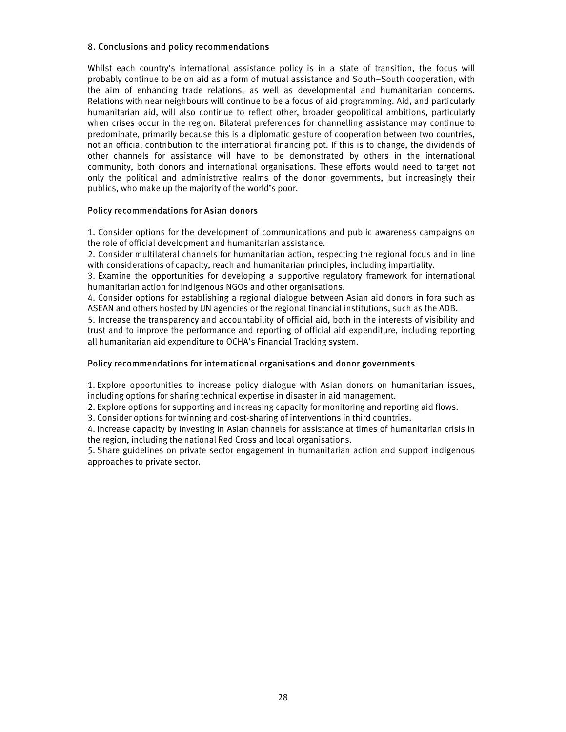## 8. Conclusions and policy recommendations

Whilst each country's international assistance policy is in a state of transition, the focus will probably continue to be on aid as a form of mutual assistance and South–South cooperation, with the aim of enhancing trade relations, as well as developmental and humanitarian concerns. Relations with near neighbours will continue to be a focus of aid programming. Aid, and particularly humanitarian aid, will also continue to reflect other, broader geopolitical ambitions, particularly when crises occur in the region. Bilateral preferences for channelling assistance may continue to predominate, primarily because this is a diplomatic gesture of cooperation between two countries, not an official contribution to the international financing pot. If this is to change, the dividends of other channels for assistance will have to be demonstrated by others in the international community, both donors and international organisations. These efforts would need to target not only the political and administrative realms of the donor governments, but increasingly their publics, who make up the majority of the world's poor.

### Policy recommendations for Asian donors

1. Consider options for the development of communications and public awareness campaigns on the role of official development and humanitarian assistance.
2. Consider multilateral channels for humanitarian action, respecting the regional focus and in line with considerations of capacity, reach and humanitarian principles, including impartiality.
3. Examine the opportunities for developing a supportive regulatory framework for international humanitarian action for indigenous NGOs and other organisations.
4. Consider options for establishing a regional dialogue between Asian aid donors in fora such as ASEAN and others hosted by UN agencies or the regional financial institutions, such as the ADB.
5. Increase the transparency and accountability of official aid, both in the interests of visibility and trust and to improve the performance and reporting of official aid expenditure, including reporting all humanitarian aid expenditure to OCHA's Financial Tracking system.

### Policy recommendations for international organisations and donor governments

1. Explore opportunities to increase policy dialogue with Asian donors on humanitarian issues, including options for sharing technical expertise in disaster in aid management.
2. Explore options for supporting and increasing capacity for monitoring and reporting aid flows.
3. Consider options for twinning and cost-sharing of interventions in third countries.
4. Increase capacity by investing in Asian channels for assistance at times of humanitarian crisis in the region, including the national Red Cross and local organisations.
5. Share guidelines on private sector engagement in humanitarian action and support indigenous approaches to private sector.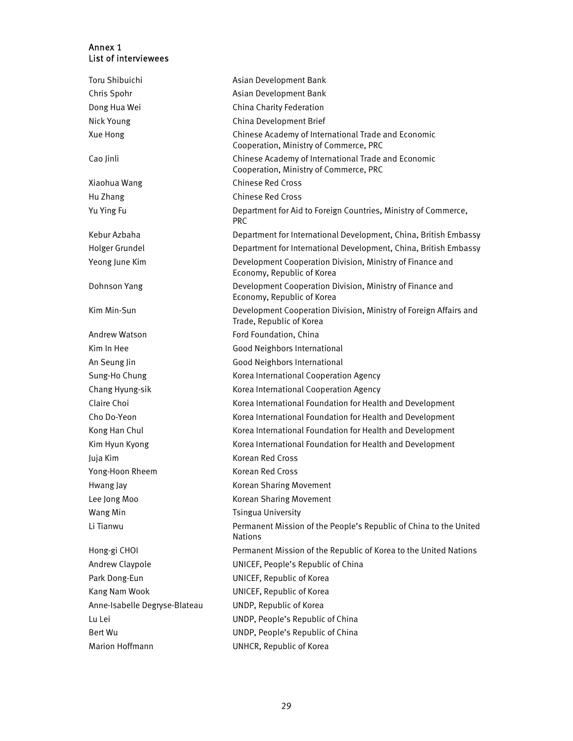## Annex 1
## List of interviewees

| | |
|---|---|
| Toru Shibuichi | Asian Development Bank |
| Chris Spohr | Asian Development Bank |
| Dong Hua Wei | China Charity Federation |
| Nick Young | China Development Brief |
| Xue Hong | Chinese Academy of International Trade and Economic Cooperation, Ministry of Commerce, PRC |
| Cao Jinli | Chinese Academy of International Trade and Economic Cooperation, Ministry of Commerce, PRC |
| Xiaohua Wang | Chinese Red Cross |
| Hu Zhang | Chinese Red Cross |
| Yu Ying Fu | Department for Aid to Foreign Countries, Ministry of Commerce, PRC |
| Kebur Azbaha | Department for International Development, China, British Embassy |
| Holger Grundel | Department for International Development, China, British Embassy |
| Yeong June Kim | Development Cooperation Division, Ministry of Finance and Economy, Republic of Korea |
| Dohnson Yang | Development Cooperation Division, Ministry of Finance and Economy, Republic of Korea |
| Kim Min-Sun | Development Cooperation Division, Ministry of Foreign Affairs and Trade, Republic of Korea |
| Andrew Watson | Ford Foundation, China |
| Kim In Hee | Good Neighbors International |
| An Seung Jin | Good Neighbors International |
| Sung-Ho Chung | Korea International Cooperation Agency |
| Chang Hyung-sik | Korea International Cooperation Agency |
| Claire Choi | Korea International Foundation for Health and Development |
| Cho Do-Yeon | Korea International Foundation for Health and Development |
| Kong Han Chul | Korea International Foundation for Health and Development |
| Kim Hyun Kyong | Korea International Foundation for Health and Development |
| Juja Kim | Korean Red Cross |
| Yong-Hoon Rheem | Korean Red Cross |
| Hwang Jay | Korean Sharing Movement |
| Lee Jong Moo | Korean Sharing Movement |
| Wang Min | Tsingua University |
| Li Tianwu | Permanent Mission of the People's Republic of China to the United Nations |
| Hong-gi CHOI | Permanent Mission of the Republic of Korea to the United Nations |
| Andrew Claypole | UNICEF, People's Republic of China |
| Park Dong-Eun | UNICEF, Republic of Korea |
| Kang Nam Wook | UNICEF, Republic of Korea |
| Anne-Isabelle Degryse-Blateau | UNDP, Republic of Korea |
| Lu Lei | UNDP, People's Republic of China |
| Bert Wu | UNDP, People's Republic of China |
| Marion Hoffmann | UNHCR, Republic of Korea |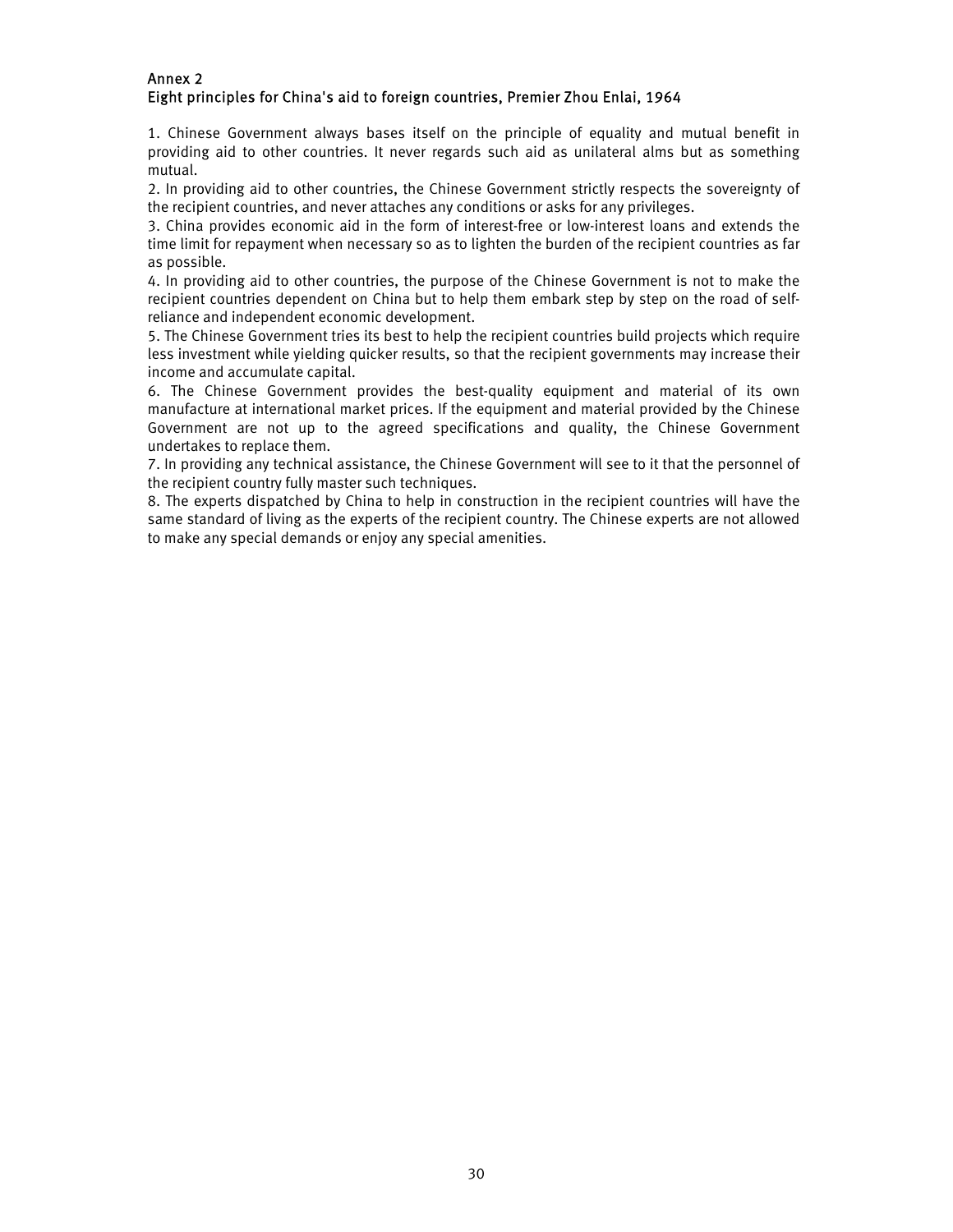## Annex 2
## Eight principles for China's aid to foreign countries, Premier Zhou Enlai, 1964

1. Chinese Government always bases itself on the principle of equality and mutual benefit in providing aid to other countries. It never regards such aid as unilateral alms but as something mutual.
2. In providing aid to other countries, the Chinese Government strictly respects the sovereignty of the recipient countries, and never attaches any conditions or asks for any privileges.
3. China provides economic aid in the form of interest-free or low-interest loans and extends the time limit for repayment when necessary so as to lighten the burden of the recipient countries as far as possible.
4. In providing aid to other countries, the purpose of the Chinese Government is not to make the recipient countries dependent on China but to help them embark step by step on the road of self-reliance and independent economic development.
5. The Chinese Government tries its best to help the recipient countries build projects which require less investment while yielding quicker results, so that the recipient governments may increase their income and accumulate capital.
6. The Chinese Government provides the best-quality equipment and material of its own manufacture at international market prices. If the equipment and material provided by the Chinese Government are not up to the agreed specifications and quality, the Chinese Government undertakes to replace them.
7. In providing any technical assistance, the Chinese Government will see to it that the personnel of the recipient country fully master such techniques.
8. The experts dispatched by China to help in construction in the recipient countries will have the same standard of living as the experts of the recipient country. The Chinese experts are not allowed to make any special demands or enjoy any special amenities.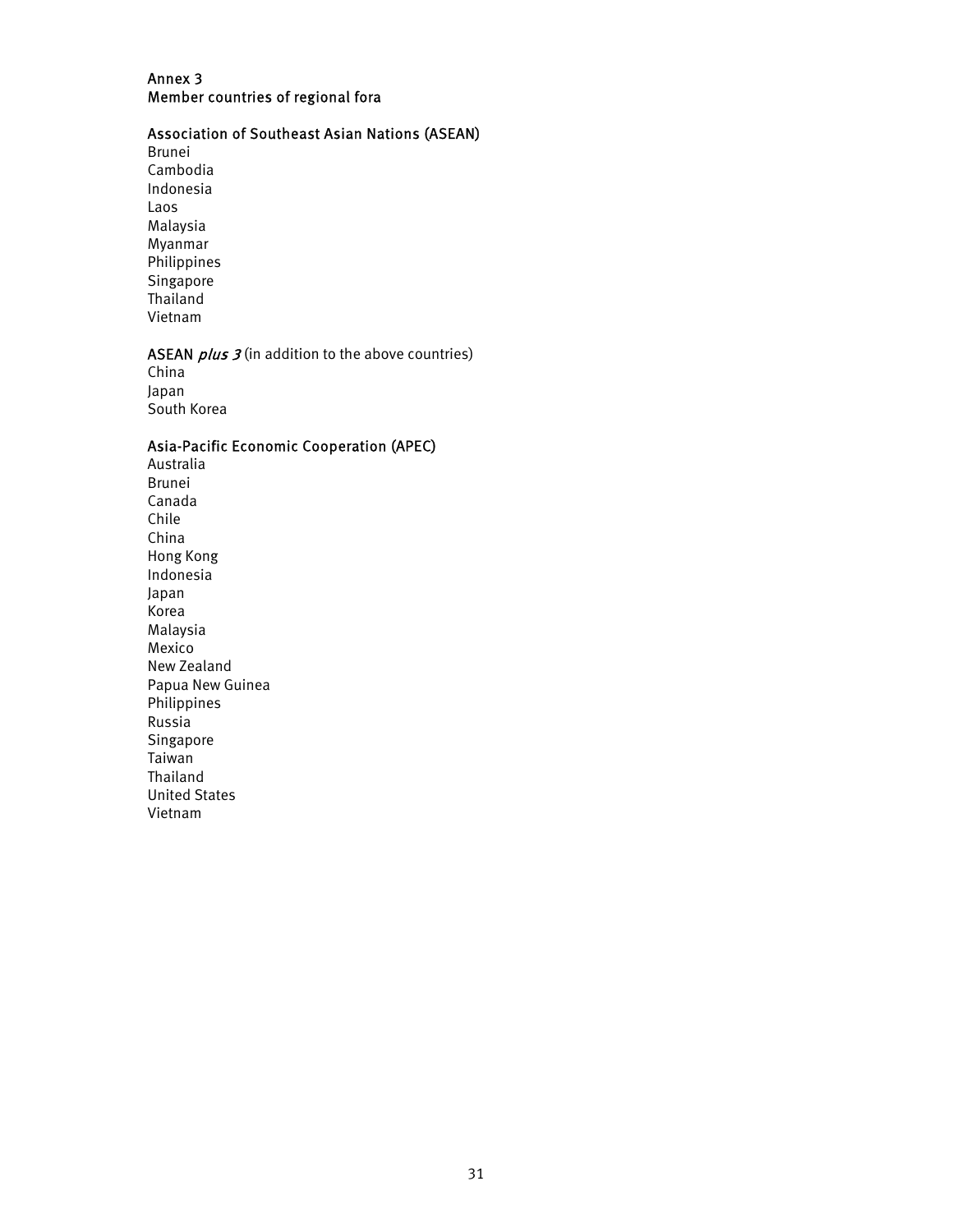## Annex 3
## Member countries of regional fora

### Association of Southeast Asian Nations (ASEAN)

Brunei
Cambodia
Indonesia
Laos
Malaysia
Myanmar
Philippines
Singapore
Thailand
Vietnam

### ASEAN *plus 3* (in addition to the above countries)

China
Japan
South Korea

### Asia-Pacific Economic Cooperation (APEC)

Australia
Brunei
Canada
Chile
China
Hong Kong
Indonesia
Japan
Korea
Malaysia
Mexico
New Zealand
Papua New Guinea
Philippines
Russia
Singapore
Taiwan
Thailand
United States
Vietnam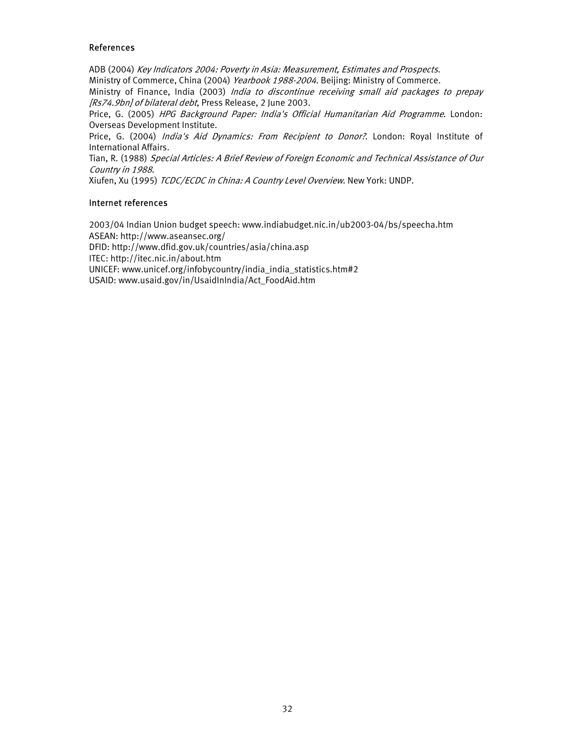## References

ADB (2004) *Key Indicators 2004: Poverty in Asia: Measurement, Estimates and Prospects*.

Ministry of Commerce, China (2004) *Yearbook 1988-2004*. Beijing: Ministry of Commerce.

Ministry of Finance, India (2003) *India to discontinue receiving small aid packages to prepay [Rs74.9bn] of bilateral debt*, Press Release, 2 June 2003.

Price, G. (2005) *HPG Background Paper: India's Official Humanitarian Aid Programme*. London: Overseas Development Institute.

Price, G. (2004) *India's Aid Dynamics: From Recipient to Donor?*. London: Royal Institute of International Affairs.

Tian, R. (1988) *Special Articles: A Brief Review of Foreign Economic and Technical Assistance of Our Country in 1988*.

Xiufen, Xu (1995) *TCDC/ECDC in China: A Country Level Overview*. New York: UNDP.

## Internet references

2003/04 Indian Union budget speech: www.indiabudget.nic.in/ub2003-04/bs/speecha.htm

ASEAN: http://www.aseansec.org/

DFID: http://www.dfid.gov.uk/countries/asia/china.asp

ITEC: http://itec.nic.in/about.htm

UNICEF: www.unicef.org/infobycountry/india_india_statistics.htm#2

USAID: www.usaid.gov/in/UsaidInIndia/Act_FoodAid.htm